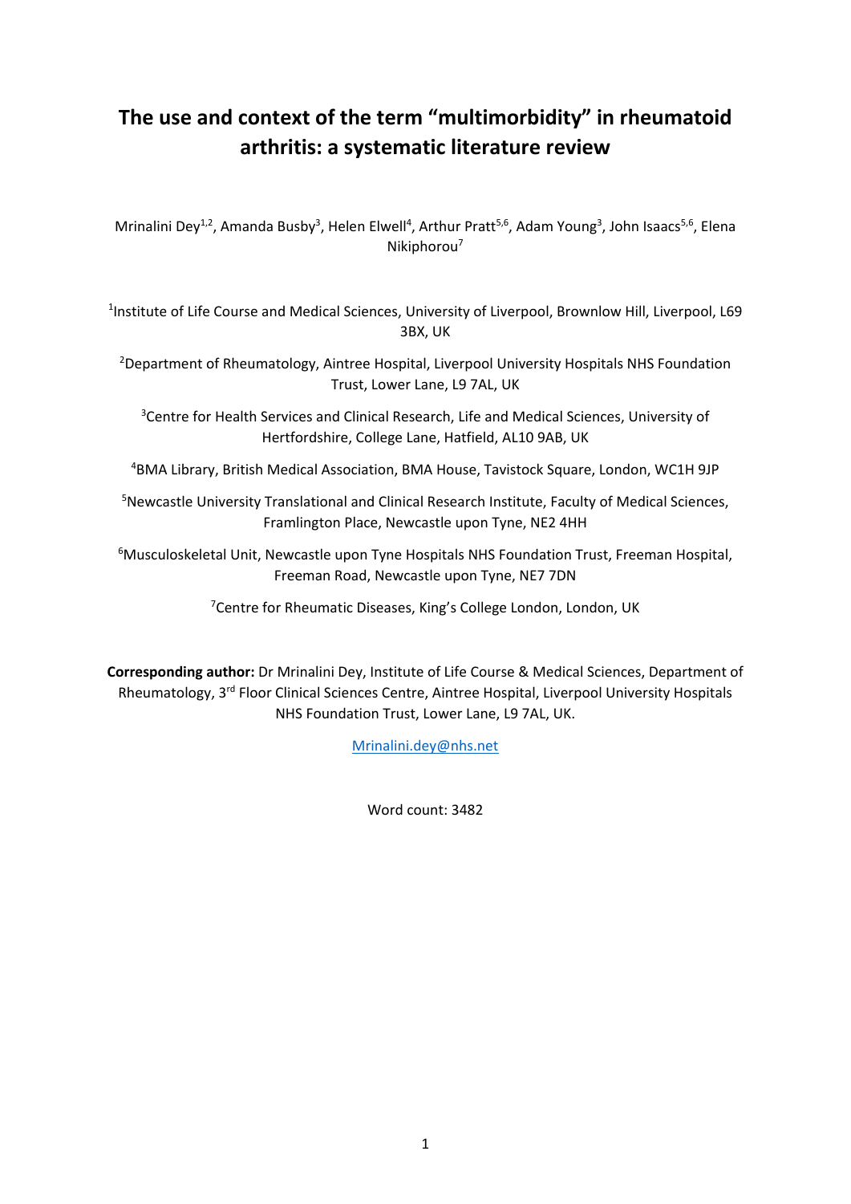# The use and context of the term "multimorbidity" in rheumatoid arthritis: a systematic literature review

Mrinalini Dey[1,2], Amanda Busby[3], Helen Elwell[4], Arthur Pratt[5,6], Adam Young[3], John Isaacs[5,6], Elena Nikiphorou[7]

[1]Institute of Life Course and Medical Sciences, University of Liverpool, Brownlow Hill, Liverpool, L69 3BX, UK

[2]Department of Rheumatology, Aintree Hospital, Liverpool University Hospitals NHS Foundation Trust, Lower Lane, L9 7AL, UK

[3]Centre for Health Services and Clinical Research, Life and Medical Sciences, University of Hertfordshire, College Lane, Hatfield, AL10 9AB, UK

[4]BMA Library, British Medical Association, BMA House, Tavistock Square, London, WC1H 9JP

[5]Newcastle University Translational and Clinical Research Institute, Faculty of Medical Sciences, Framlington Place, Newcastle upon Tyne, NE2 4HH

[6]Musculoskeletal Unit, Newcastle upon Tyne Hospitals NHS Foundation Trust, Freeman Hospital, Freeman Road, Newcastle upon Tyne, NE7 7DN

[7]Centre for Rheumatic Diseases, King's College London, London, UK

**Corresponding author:** Dr Mrinalini Dey, Institute of Life Course & Medical Sciences, Department of Rheumatology, 3rd Floor Clinical Sciences Centre, Aintree Hospital, Liverpool University Hospitals NHS Foundation Trust, Lower Lane, L9 7AL, UK.

Mrinalini.dey@nhs.net

Word count: 3482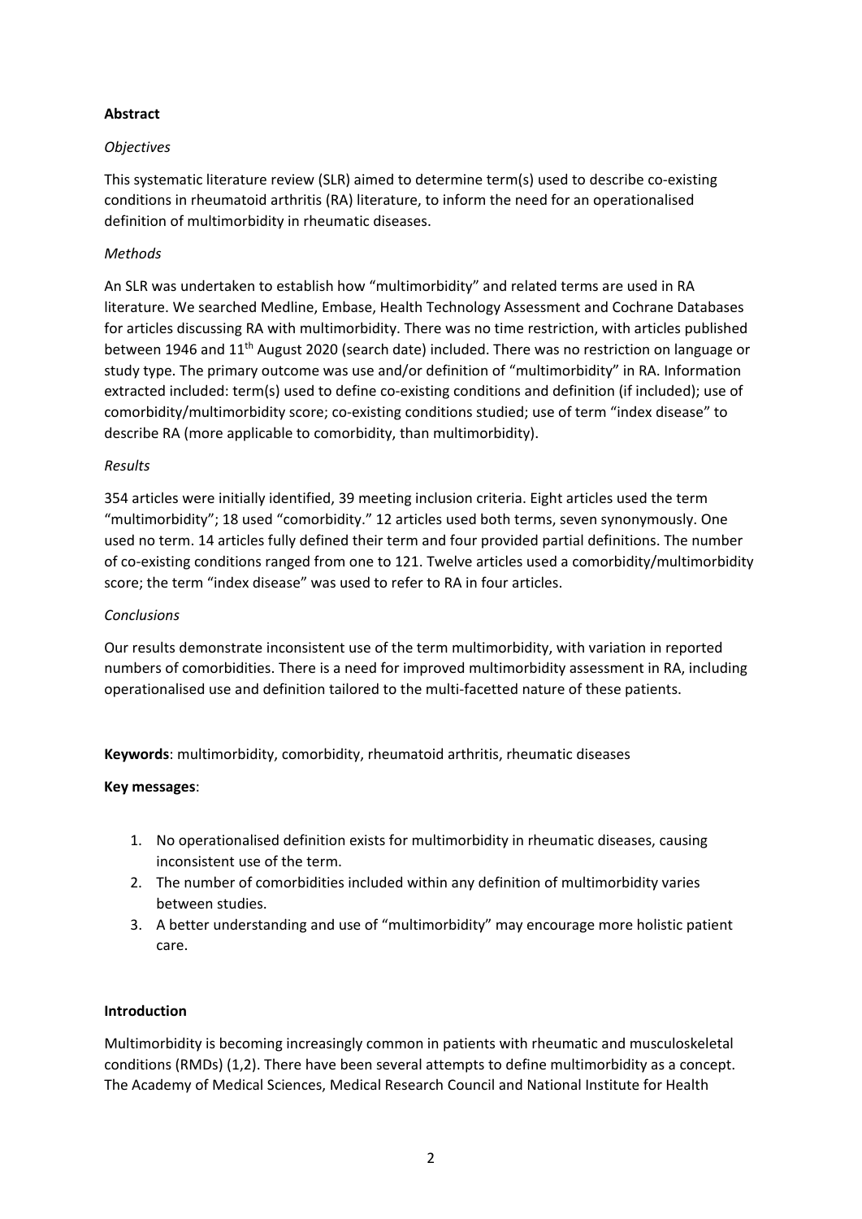**Abstract**

*Objectives*

This systematic literature review (SLR) aimed to determine term(s) used to describe co-existing conditions in rheumatoid arthritis (RA) literature, to inform the need for an operationalised definition of multimorbidity in rheumatic diseases.

*Methods*

An SLR was undertaken to establish how "multimorbidity" and related terms are used in RA literature. We searched Medline, Embase, Health Technology Assessment and Cochrane Databases for articles discussing RA with multimorbidity. There was no time restriction, with articles published between 1946 and 11th August 2020 (search date) included. There was no restriction on language or study type. The primary outcome was use and/or definition of "multimorbidity" in RA. Information extracted included: term(s) used to define co-existing conditions and definition (if included); use of comorbidity/multimorbidity score; co-existing conditions studied; use of term "index disease" to describe RA (more applicable to comorbidity, than multimorbidity).

*Results*

354 articles were initially identified, 39 meeting inclusion criteria. Eight articles used the term "multimorbidity"; 18 used "comorbidity." 12 articles used both terms, seven synonymously. One used no term. 14 articles fully defined their term and four provided partial definitions. The number of co-existing conditions ranged from one to 121. Twelve articles used a comorbidity/multimorbidity score; the term "index disease" was used to refer to RA in four articles.

*Conclusions*

Our results demonstrate inconsistent use of the term multimorbidity, with variation in reported numbers of comorbidities. There is a need for improved multimorbidity assessment in RA, including operationalised use and definition tailored to the multi-facetted nature of these patients.

**Keywords**: multimorbidity, comorbidity, rheumatoid arthritis, rheumatic diseases

**Key messages**:

1. No operationalised definition exists for multimorbidity in rheumatic diseases, causing inconsistent use of the term.
2. The number of comorbidities included within any definition of multimorbidity varies between studies.
3. A better understanding and use of "multimorbidity" may encourage more holistic patient care.

**Introduction**

Multimorbidity is becoming increasingly common in patients with rheumatic and musculoskeletal conditions (RMDs) (1,2). There have been several attempts to define multimorbidity as a concept. The Academy of Medical Sciences, Medical Research Council and National Institute for Health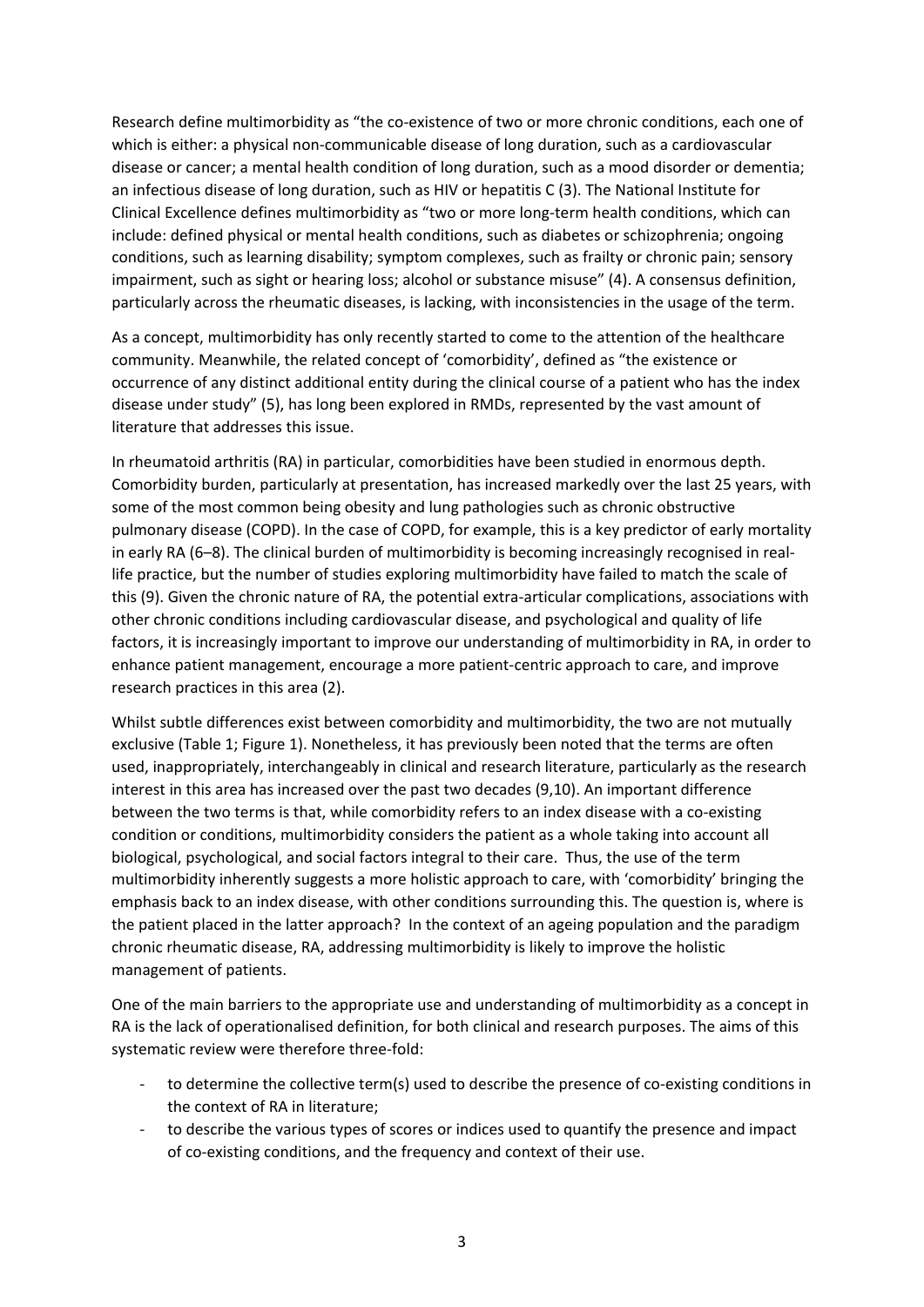Research define multimorbidity as "the co-existence of two or more chronic conditions, each one of which is either: a physical non-communicable disease of long duration, such as a cardiovascular disease or cancer; a mental health condition of long duration, such as a mood disorder or dementia; an infectious disease of long duration, such as HIV or hepatitis C (3). The National Institute for Clinical Excellence defines multimorbidity as "two or more long-term health conditions, which can include: defined physical or mental health conditions, such as diabetes or schizophrenia; ongoing conditions, such as learning disability; symptom complexes, such as frailty or chronic pain; sensory impairment, such as sight or hearing loss; alcohol or substance misuse" (4). A consensus definition, particularly across the rheumatic diseases, is lacking, with inconsistencies in the usage of the term.

As a concept, multimorbidity has only recently started to come to the attention of the healthcare community. Meanwhile, the related concept of 'comorbidity', defined as "the existence or occurrence of any distinct additional entity during the clinical course of a patient who has the index disease under study" (5), has long been explored in RMDs, represented by the vast amount of literature that addresses this issue.

In rheumatoid arthritis (RA) in particular, comorbidities have been studied in enormous depth. Comorbidity burden, particularly at presentation, has increased markedly over the last 25 years, with some of the most common being obesity and lung pathologies such as chronic obstructive pulmonary disease (COPD). In the case of COPD, for example, this is a key predictor of early mortality in early RA (6–8). The clinical burden of multimorbidity is becoming increasingly recognised in real-life practice, but the number of studies exploring multimorbidity have failed to match the scale of this (9). Given the chronic nature of RA, the potential extra-articular complications, associations with other chronic conditions including cardiovascular disease, and psychological and quality of life factors, it is increasingly important to improve our understanding of multimorbidity in RA, in order to enhance patient management, encourage a more patient-centric approach to care, and improve research practices in this area (2).

Whilst subtle differences exist between comorbidity and multimorbidity, the two are not mutually exclusive (Table 1; Figure 1). Nonetheless, it has previously been noted that the terms are often used, inappropriately, interchangeably in clinical and research literature, particularly as the research interest in this area has increased over the past two decades (9,10). An important difference between the two terms is that, while comorbidity refers to an index disease with a co-existing condition or conditions, multimorbidity considers the patient as a whole taking into account all biological, psychological, and social factors integral to their care. Thus, the use of the term multimorbidity inherently suggests a more holistic approach to care, with 'comorbidity' bringing the emphasis back to an index disease, with other conditions surrounding this. The question is, where is the patient placed in the latter approach? In the context of an ageing population and the paradigm chronic rheumatic disease, RA, addressing multimorbidity is likely to improve the holistic management of patients.

One of the main barriers to the appropriate use and understanding of multimorbidity as a concept in RA is the lack of operationalised definition, for both clinical and research purposes. The aims of this systematic review were therefore three-fold:

- to determine the collective term(s) used to describe the presence of co-existing conditions in the context of RA in literature;
- to describe the various types of scores or indices used to quantify the presence and impact of co-existing conditions, and the frequency and context of their use.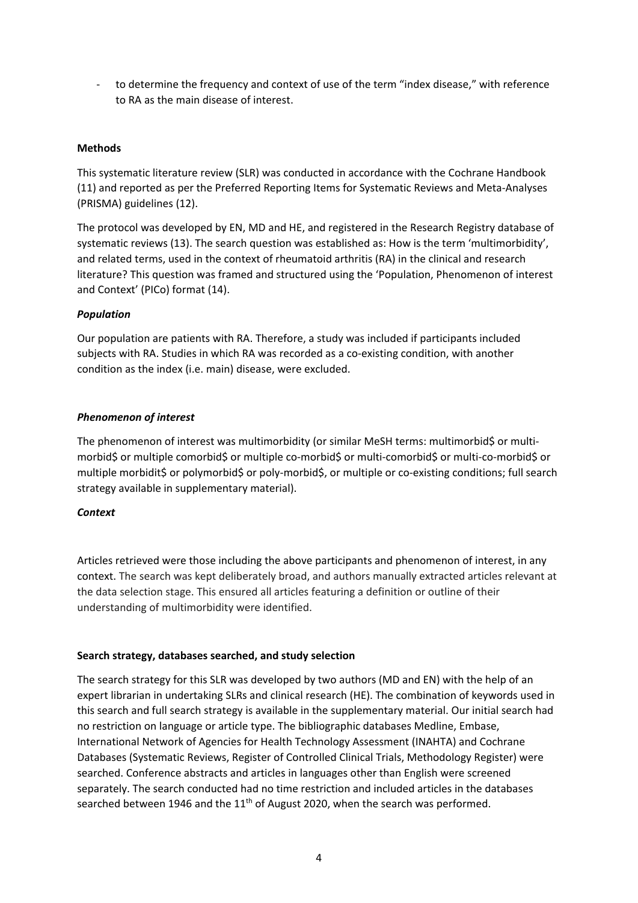- to determine the frequency and context of use of the term "index disease," with reference to RA as the main disease of interest.

**Methods**

This systematic literature review (SLR) was conducted in accordance with the Cochrane Handbook (11) and reported as per the Preferred Reporting Items for Systematic Reviews and Meta-Analyses (PRISMA) guidelines (12).

The protocol was developed by EN, MD and HE, and registered in the Research Registry database of systematic reviews (13). The search question was established as: How is the term 'multimorbidity', and related terms, used in the context of rheumatoid arthritis (RA) in the clinical and research literature? This question was framed and structured using the 'Population, Phenomenon of interest and Context' (PICo) format (14).

***Population***

Our population are patients with RA. Therefore, a study was included if participants included subjects with RA. Studies in which RA was recorded as a co-existing condition, with another condition as the index (i.e. main) disease, were excluded.

***Phenomenon of interest***

The phenomenon of interest was multimorbidity (or similar MeSH terms: multimorbid$ or multi-morbid$ or multiple comorbid$ or multiple co-morbid$ or multi-comorbid$ or multi-co-morbid$ or multiple morbidit$ or polymorbid$ or poly-morbid$, or multiple or co-existing conditions; full search strategy available in supplementary material).

***Context***

Articles retrieved were those including the above participants and phenomenon of interest, in any context. The search was kept deliberately broad, and authors manually extracted articles relevant at the data selection stage. This ensured all articles featuring a definition or outline of their understanding of multimorbidity were identified.

**Search strategy, databases searched, and study selection**

The search strategy for this SLR was developed by two authors (MD and EN) with the help of an expert librarian in undertaking SLRs and clinical research (HE). The combination of keywords used in this search and full search strategy is available in the supplementary material. Our initial search had no restriction on language or article type. The bibliographic databases Medline, Embase, International Network of Agencies for Health Technology Assessment (INAHTA) and Cochrane Databases (Systematic Reviews, Register of Controlled Clinical Trials, Methodology Register) were searched. Conference abstracts and articles in languages other than English were screened separately. The search conducted had no time restriction and included articles in the databases searched between 1946 and the 11th of August 2020, when the search was performed.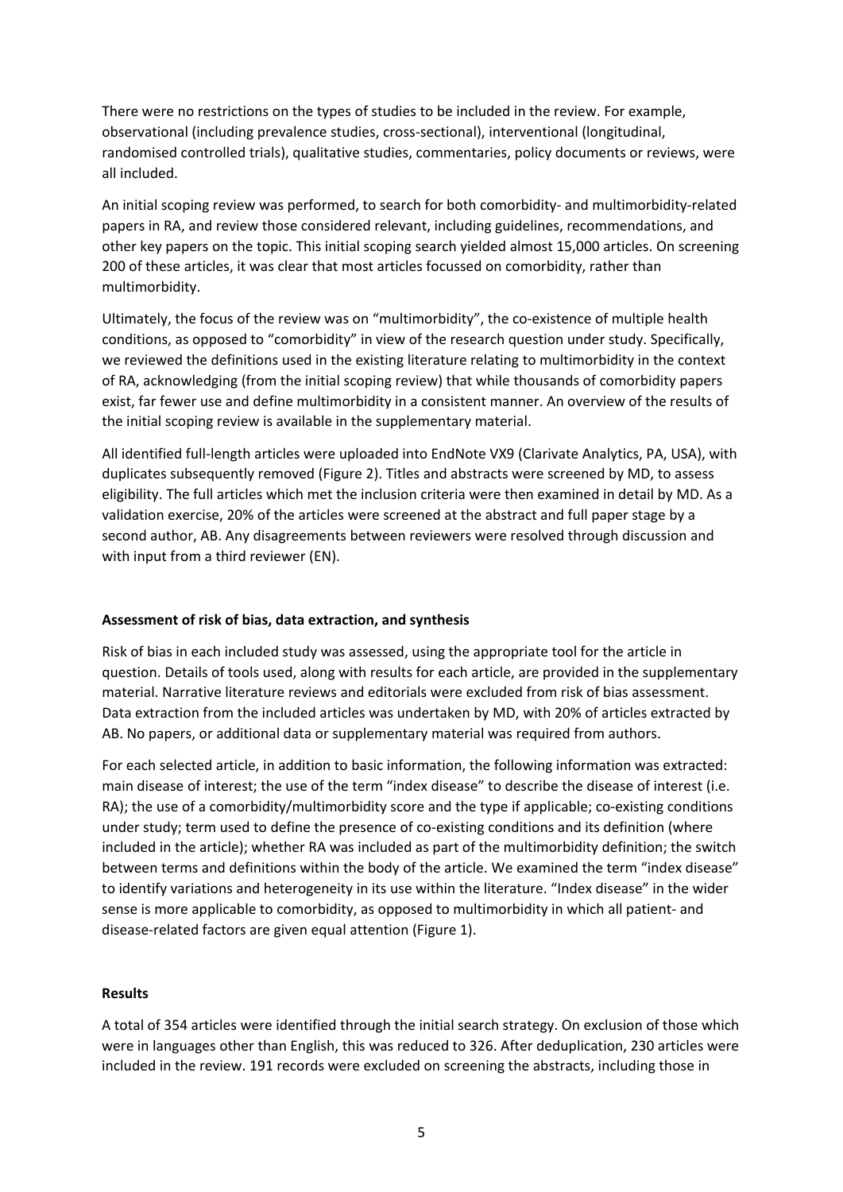There were no restrictions on the types of studies to be included in the review. For example, observational (including prevalence studies, cross-sectional), interventional (longitudinal, randomised controlled trials), qualitative studies, commentaries, policy documents or reviews, were all included.

An initial scoping review was performed, to search for both comorbidity- and multimorbidity-related papers in RA, and review those considered relevant, including guidelines, recommendations, and other key papers on the topic. This initial scoping search yielded almost 15,000 articles. On screening 200 of these articles, it was clear that most articles focussed on comorbidity, rather than multimorbidity.

Ultimately, the focus of the review was on "multimorbidity", the co-existence of multiple health conditions, as opposed to "comorbidity" in view of the research question under study. Specifically, we reviewed the definitions used in the existing literature relating to multimorbidity in the context of RA, acknowledging (from the initial scoping review) that while thousands of comorbidity papers exist, far fewer use and define multimorbidity in a consistent manner. An overview of the results of the initial scoping review is available in the supplementary material.

All identified full-length articles were uploaded into EndNote VX9 (Clarivate Analytics, PA, USA), with duplicates subsequently removed (Figure 2). Titles and abstracts were screened by MD, to assess eligibility. The full articles which met the inclusion criteria were then examined in detail by MD. As a validation exercise, 20% of the articles were screened at the abstract and full paper stage by a second author, AB. Any disagreements between reviewers were resolved through discussion and with input from a third reviewer (EN).

**Assessment of risk of bias, data extraction, and synthesis**

Risk of bias in each included study was assessed, using the appropriate tool for the article in question. Details of tools used, along with results for each article, are provided in the supplementary material. Narrative literature reviews and editorials were excluded from risk of bias assessment. Data extraction from the included articles was undertaken by MD, with 20% of articles extracted by AB. No papers, or additional data or supplementary material was required from authors.

For each selected article, in addition to basic information, the following information was extracted: main disease of interest; the use of the term "index disease" to describe the disease of interest (i.e. RA); the use of a comorbidity/multimorbidity score and the type if applicable; co-existing conditions under study; term used to define the presence of co-existing conditions and its definition (where included in the article); whether RA was included as part of the multimorbidity definition; the switch between terms and definitions within the body of the article. We examined the term "index disease" to identify variations and heterogeneity in its use within the literature. "Index disease" in the wider sense is more applicable to comorbidity, as opposed to multimorbidity in which all patient- and disease-related factors are given equal attention (Figure 1).

**Results**

A total of 354 articles were identified through the initial search strategy. On exclusion of those which were in languages other than English, this was reduced to 326. After deduplication, 230 articles were included in the review. 191 records were excluded on screening the abstracts, including those in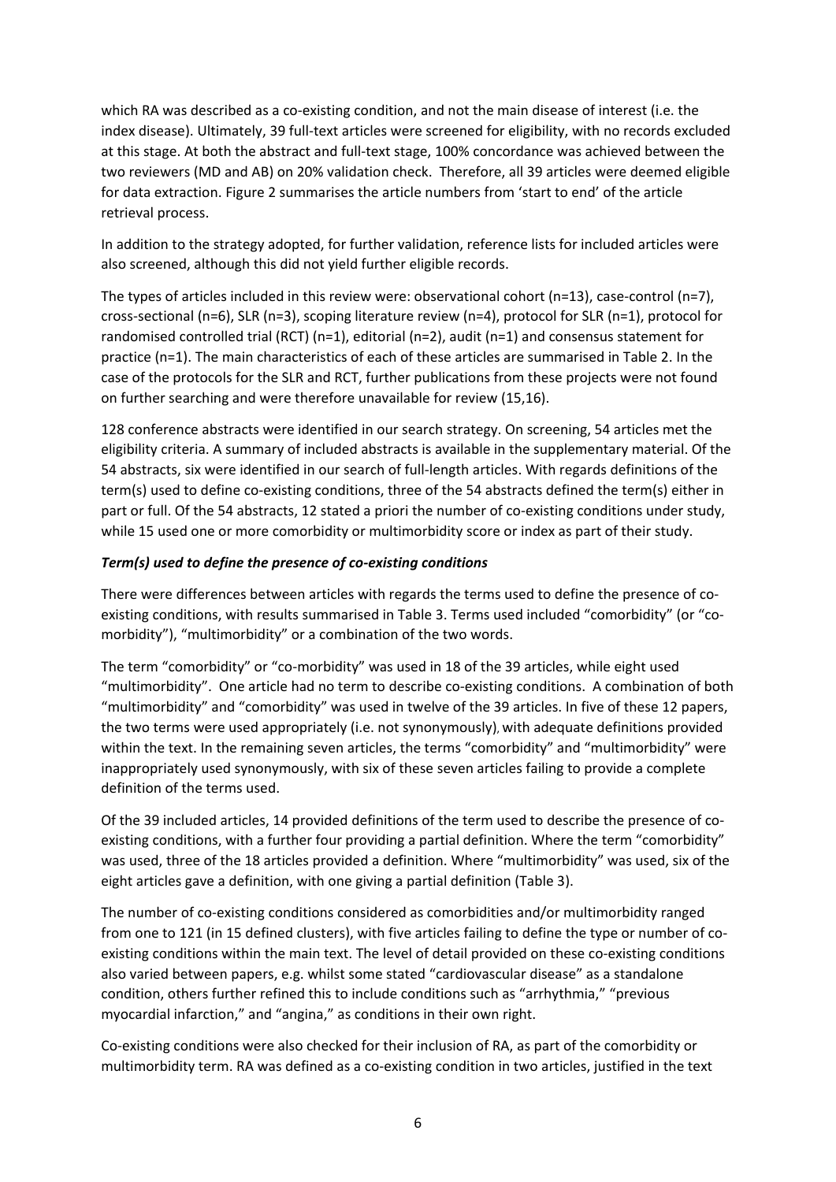which RA was described as a co-existing condition, and not the main disease of interest (i.e. the index disease). Ultimately, 39 full-text articles were screened for eligibility, with no records excluded at this stage. At both the abstract and full-text stage, 100% concordance was achieved between the two reviewers (MD and AB) on 20% validation check. Therefore, all 39 articles were deemed eligible for data extraction. Figure 2 summarises the article numbers from 'start to end' of the article retrieval process.

In addition to the strategy adopted, for further validation, reference lists for included articles were also screened, although this did not yield further eligible records.

The types of articles included in this review were: observational cohort (n=13), case-control (n=7), cross-sectional (n=6), SLR (n=3), scoping literature review (n=4), protocol for SLR (n=1), protocol for randomised controlled trial (RCT) (n=1), editorial (n=2), audit (n=1) and consensus statement for practice (n=1). The main characteristics of each of these articles are summarised in Table 2. In the case of the protocols for the SLR and RCT, further publications from these projects were not found on further searching and were therefore unavailable for review (15,16).

128 conference abstracts were identified in our search strategy. On screening, 54 articles met the eligibility criteria. A summary of included abstracts is available in the supplementary material. Of the 54 abstracts, six were identified in our search of full-length articles. With regards definitions of the term(s) used to define co-existing conditions, three of the 54 abstracts defined the term(s) either in part or full. Of the 54 abstracts, 12 stated a priori the number of co-existing conditions under study, while 15 used one or more comorbidity or multimorbidity score or index as part of their study.

### *Term(s) used to define the presence of co-existing conditions*

There were differences between articles with regards the terms used to define the presence of co-existing conditions, with results summarised in Table 3. Terms used included "comorbidity" (or "co-morbidity"), "multimorbidity" or a combination of the two words.

The term "comorbidity" or "co-morbidity" was used in 18 of the 39 articles, while eight used "multimorbidity". One article had no term to describe co-existing conditions. A combination of both "multimorbidity" and "comorbidity" was used in twelve of the 39 articles. In five of these 12 papers, the two terms were used appropriately (i.e. not synonymously), with adequate definitions provided within the text. In the remaining seven articles, the terms "comorbidity" and "multimorbidity" were inappropriately used synonymously, with six of these seven articles failing to provide a complete definition of the terms used.

Of the 39 included articles, 14 provided definitions of the term used to describe the presence of co-existing conditions, with a further four providing a partial definition. Where the term "comorbidity" was used, three of the 18 articles provided a definition. Where "multimorbidity" was used, six of the eight articles gave a definition, with one giving a partial definition (Table 3).

The number of co-existing conditions considered as comorbidities and/or multimorbidity ranged from one to 121 (in 15 defined clusters), with five articles failing to define the type or number of co-existing conditions within the main text. The level of detail provided on these co-existing conditions also varied between papers, e.g. whilst some stated "cardiovascular disease" as a standalone condition, others further refined this to include conditions such as "arrhythmia," "previous myocardial infarction," and "angina," as conditions in their own right.

Co-existing conditions were also checked for their inclusion of RA, as part of the comorbidity or multimorbidity term. RA was defined as a co-existing condition in two articles, justified in the text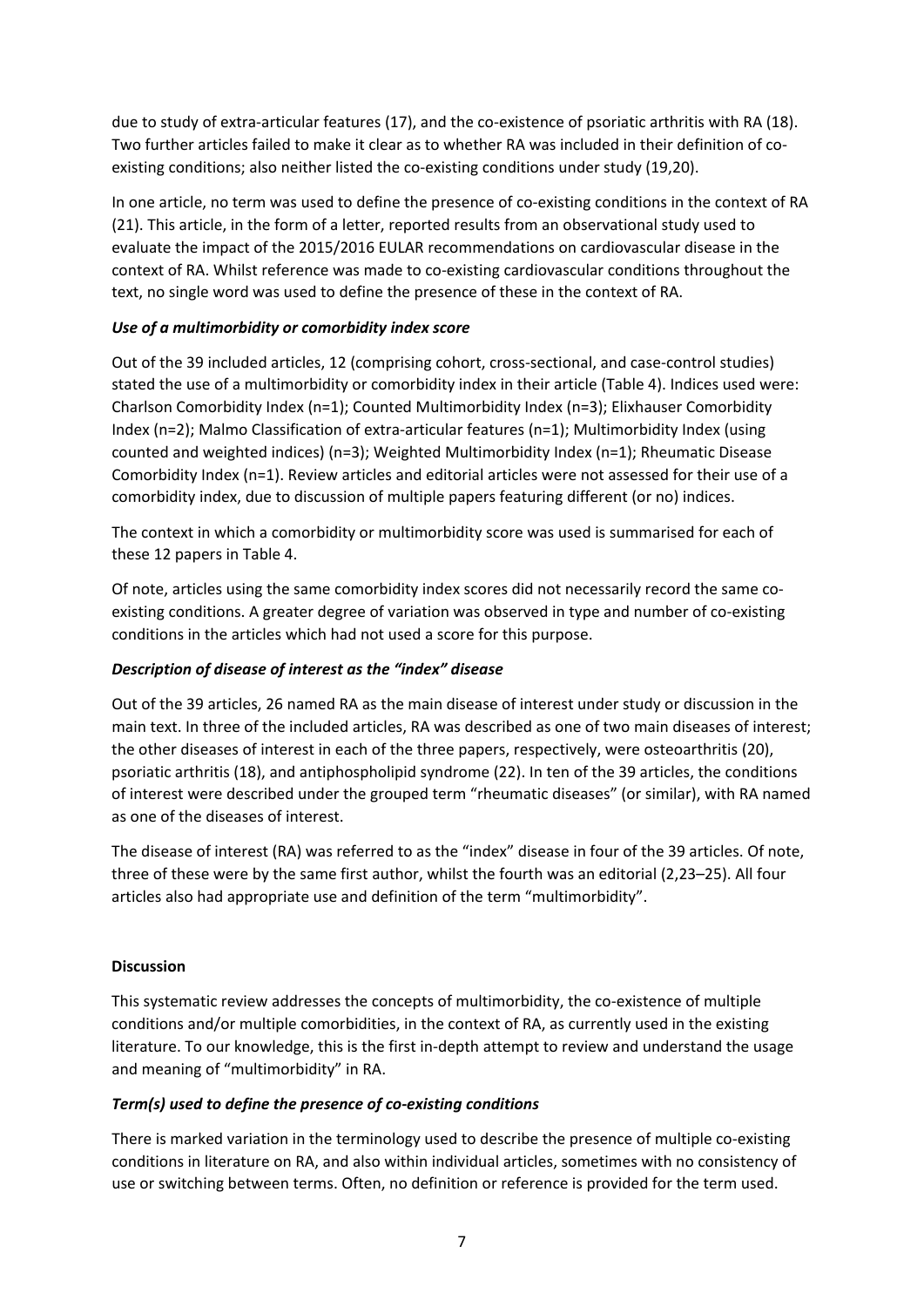due to study of extra-articular features (17), and the co-existence of psoriatic arthritis with RA (18). Two further articles failed to make it clear as to whether RA was included in their definition of co-existing conditions; also neither listed the co-existing conditions under study (19,20).

In one article, no term was used to define the presence of co-existing conditions in the context of RA (21). This article, in the form of a letter, reported results from an observational study used to evaluate the impact of the 2015/2016 EULAR recommendations on cardiovascular disease in the context of RA. Whilst reference was made to co-existing cardiovascular conditions throughout the text, no single word was used to define the presence of these in the context of RA.

***Use of a multimorbidity or comorbidity index score***

Out of the 39 included articles, 12 (comprising cohort, cross-sectional, and case-control studies) stated the use of a multimorbidity or comorbidity index in their article (Table 4). Indices used were: Charlson Comorbidity Index (n=1); Counted Multimorbidity Index (n=3); Elixhauser Comorbidity Index (n=2); Malmo Classification of extra-articular features (n=1); Multimorbidity Index (using counted and weighted indices) (n=3); Weighted Multimorbidity Index (n=1); Rheumatic Disease Comorbidity Index (n=1). Review articles and editorial articles were not assessed for their use of a comorbidity index, due to discussion of multiple papers featuring different (or no) indices.

The context in which a comorbidity or multimorbidity score was used is summarised for each of these 12 papers in Table 4.

Of note, articles using the same comorbidity index scores did not necessarily record the same co-existing conditions. A greater degree of variation was observed in type and number of co-existing conditions in the articles which had not used a score for this purpose.

***Description of disease of interest as the "index" disease***

Out of the 39 articles, 26 named RA as the main disease of interest under study or discussion in the main text. In three of the included articles, RA was described as one of two main diseases of interest; the other diseases of interest in each of the three papers, respectively, were osteoarthritis (20), psoriatic arthritis (18), and antiphospholipid syndrome (22). In ten of the 39 articles, the conditions of interest were described under the grouped term "rheumatic diseases" (or similar), with RA named as one of the diseases of interest.

The disease of interest (RA) was referred to as the "index" disease in four of the 39 articles. Of note, three of these were by the same first author, whilst the fourth was an editorial (2,23–25). All four articles also had appropriate use and definition of the term "multimorbidity".

**Discussion**

This systematic review addresses the concepts of multimorbidity, the co-existence of multiple conditions and/or multiple comorbidities, in the context of RA, as currently used in the existing literature. To our knowledge, this is the first in-depth attempt to review and understand the usage and meaning of "multimorbidity" in RA.

***Term(s) used to define the presence of co-existing conditions***

There is marked variation in the terminology used to describe the presence of multiple co-existing conditions in literature on RA, and also within individual articles, sometimes with no consistency of use or switching between terms. Often, no definition or reference is provided for the term used.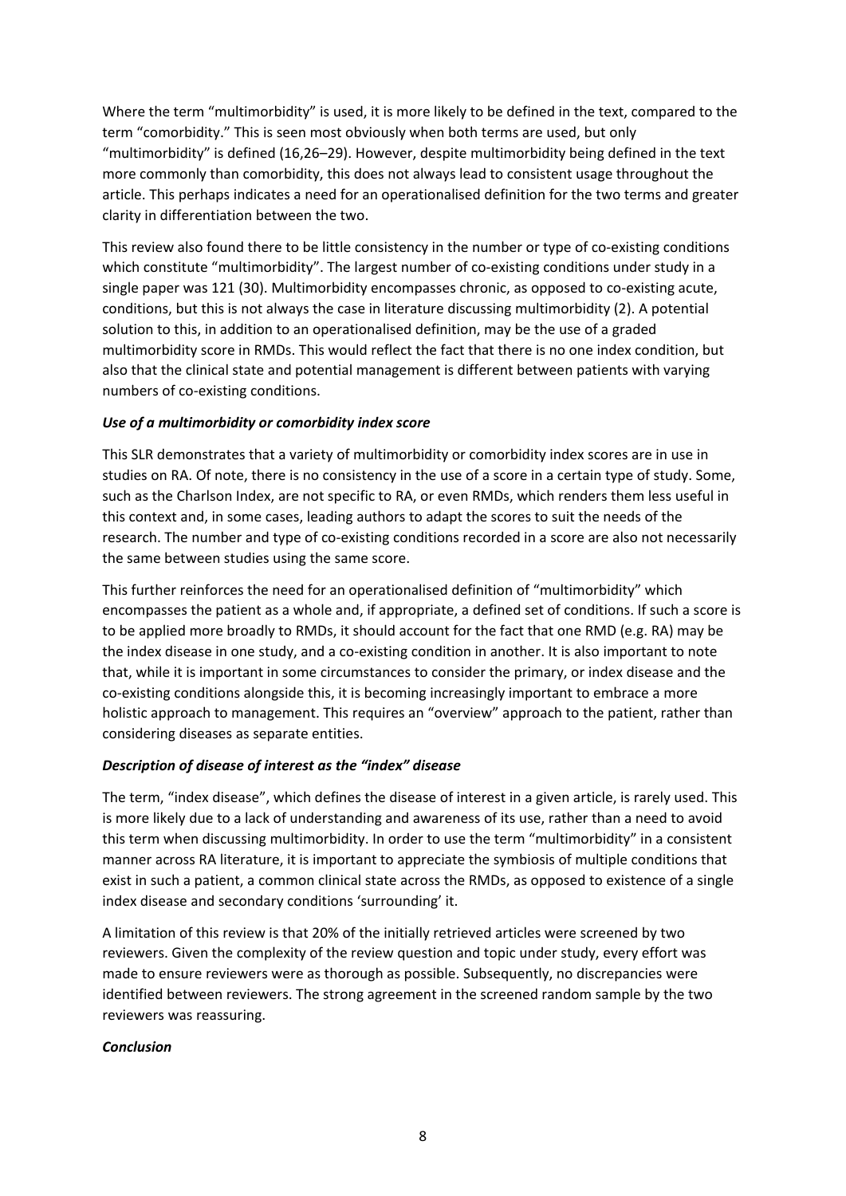Where the term "multimorbidity" is used, it is more likely to be defined in the text, compared to the term "comorbidity." This is seen most obviously when both terms are used, but only "multimorbidity" is defined (16,26–29). However, despite multimorbidity being defined in the text more commonly than comorbidity, this does not always lead to consistent usage throughout the article. This perhaps indicates a need for an operationalised definition for the two terms and greater clarity in differentiation between the two.

This review also found there to be little consistency in the number or type of co-existing conditions which constitute "multimorbidity". The largest number of co-existing conditions under study in a single paper was 121 (30). Multimorbidity encompasses chronic, as opposed to co-existing acute, conditions, but this is not always the case in literature discussing multimorbidity (2). A potential solution to this, in addition to an operationalised definition, may be the use of a graded multimorbidity score in RMDs. This would reflect the fact that there is no one index condition, but also that the clinical state and potential management is different between patients with varying numbers of co-existing conditions.

***Use of a multimorbidity or comorbidity index score***

This SLR demonstrates that a variety of multimorbidity or comorbidity index scores are in use in studies on RA. Of note, there is no consistency in the use of a score in a certain type of study. Some, such as the Charlson Index, are not specific to RA, or even RMDs, which renders them less useful in this context and, in some cases, leading authors to adapt the scores to suit the needs of the research. The number and type of co-existing conditions recorded in a score are also not necessarily the same between studies using the same score.

This further reinforces the need for an operationalised definition of "multimorbidity" which encompasses the patient as a whole and, if appropriate, a defined set of conditions. If such a score is to be applied more broadly to RMDs, it should account for the fact that one RMD (e.g. RA) may be the index disease in one study, and a co-existing condition in another. It is also important to note that, while it is important in some circumstances to consider the primary, or index disease and the co-existing conditions alongside this, it is becoming increasingly important to embrace a more holistic approach to management. This requires an "overview" approach to the patient, rather than considering diseases as separate entities.

***Description of disease of interest as the "index" disease***

The term, "index disease", which defines the disease of interest in a given article, is rarely used. This is more likely due to a lack of understanding and awareness of its use, rather than a need to avoid this term when discussing multimorbidity. In order to use the term "multimorbidity" in a consistent manner across RA literature, it is important to appreciate the symbiosis of multiple conditions that exist in such a patient, a common clinical state across the RMDs, as opposed to existence of a single index disease and secondary conditions 'surrounding' it.

A limitation of this review is that 20% of the initially retrieved articles were screened by two reviewers. Given the complexity of the review question and topic under study, every effort was made to ensure reviewers were as thorough as possible. Subsequently, no discrepancies were identified between reviewers. The strong agreement in the screened random sample by the two reviewers was reassuring.

***Conclusion***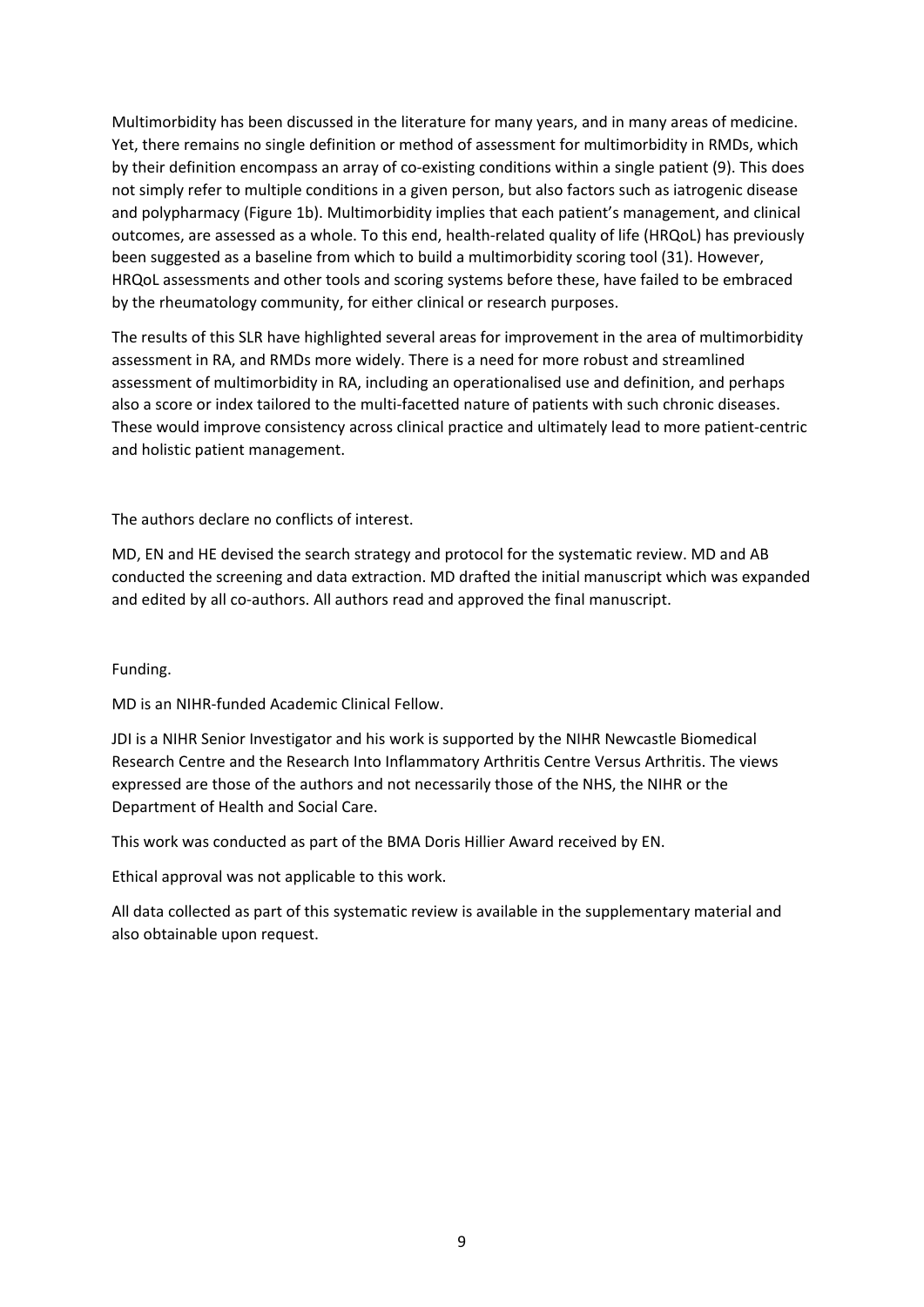Multimorbidity has been discussed in the literature for many years, and in many areas of medicine. Yet, there remains no single definition or method of assessment for multimorbidity in RMDs, which by their definition encompass an array of co-existing conditions within a single patient (9). This does not simply refer to multiple conditions in a given person, but also factors such as iatrogenic disease and polypharmacy (Figure 1b). Multimorbidity implies that each patient's management, and clinical outcomes, are assessed as a whole. To this end, health-related quality of life (HRQoL) has previously been suggested as a baseline from which to build a multimorbidity scoring tool (31). However, HRQoL assessments and other tools and scoring systems before these, have failed to be embraced by the rheumatology community, for either clinical or research purposes.

The results of this SLR have highlighted several areas for improvement in the area of multimorbidity assessment in RA, and RMDs more widely. There is a need for more robust and streamlined assessment of multimorbidity in RA, including an operationalised use and definition, and perhaps also a score or index tailored to the multi-facetted nature of patients with such chronic diseases. These would improve consistency across clinical practice and ultimately lead to more patient-centric and holistic patient management.

The authors declare no conflicts of interest.

MD, EN and HE devised the search strategy and protocol for the systematic review. MD and AB conducted the screening and data extraction. MD drafted the initial manuscript which was expanded and edited by all co-authors. All authors read and approved the final manuscript.

Funding.

MD is an NIHR-funded Academic Clinical Fellow.

JDI is a NIHR Senior Investigator and his work is supported by the NIHR Newcastle Biomedical Research Centre and the Research Into Inflammatory Arthritis Centre Versus Arthritis. The views expressed are those of the authors and not necessarily those of the NHS, the NIHR or the Department of Health and Social Care.

This work was conducted as part of the BMA Doris Hillier Award received by EN.

Ethical approval was not applicable to this work.

All data collected as part of this systematic review is available in the supplementary material and also obtainable upon request.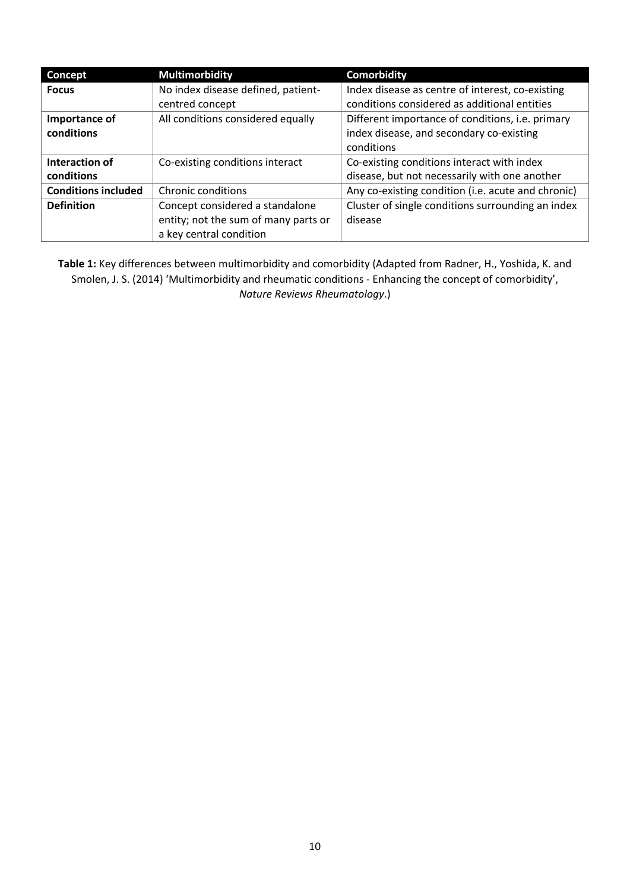| Concept | Multimorbidity | Comorbidity |
|---|---|---|
| **Focus** | No index disease defined, patient-centred concept | Index disease as centre of interest, co-existing conditions considered as additional entities |
| **Importance of conditions** | All conditions considered equally | Different importance of conditions, i.e. primary index disease, and secondary co-existing conditions |
| **Interaction of conditions** | Co-existing conditions interact | Co-existing conditions interact with index disease, but not necessarily with one another |
| **Conditions included** | Chronic conditions | Any co-existing condition (i.e. acute and chronic) |
| **Definition** | Concept considered a standalone entity; not the sum of many parts or a key central condition | Cluster of single conditions surrounding an index disease |

**Table 1:** Key differences between multimorbidity and comorbidity (Adapted from Radner, H., Yoshida, K. and Smolen, J. S. (2014) 'Multimorbidity and rheumatic conditions - Enhancing the concept of comorbidity', *Nature Reviews Rheumatology*.)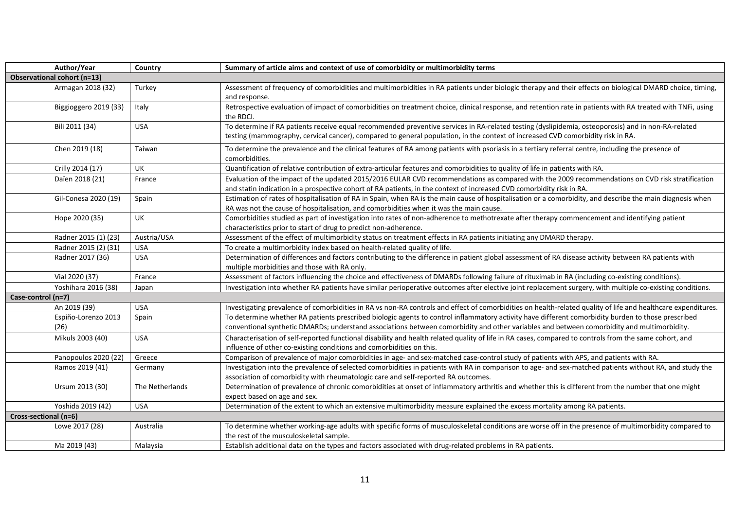| Author/Year | Country | Summary of article aims and context of use of comorbidity or multimorbidity terms |
|---|---|---|
| **Observational cohort (n=13)** | | |
| Armagan 2018 (32) | Turkey | Assessment of frequency of comorbidities and multimorbidities in RA patients under biologic therapy and their effects on biological DMARD choice, timing, and response. |
| Biggioggero 2019 (33) | Italy | Retrospective evaluation of impact of comorbidities on treatment choice, clinical response, and retention rate in patients with RA treated with TNFi, using the RDCI. |
| Bili 2011 (34) | USA | To determine if RA patients receive equal recommended preventive services in RA-related testing (dyslipidemia, osteoporosis) and in non-RA-related testing (mammography, cervical cancer), compared to general population, in the context of increased CVD comorbidity risk in RA. |
| Chen 2019 (18) | Taiwan | To determine the prevalence and the clinical features of RA among patients with psoriasis in a tertiary referral centre, including the presence of comorbidities. |
| Crilly 2014 (17) | UK | Quantification of relative contribution of extra-articular features and comorbidities to quality of life in patients with RA. |
| Daïen 2018 (21) | France | Evaluation of the impact of the updated 2015/2016 EULAR CVD recommendations as compared with the 2009 recommendations on CVD risk stratification and statin indication in a prospective cohort of RA patients, in the context of increased CVD comorbidity risk in RA. |
| Gil-Conesa 2020 (19) | Spain | Estimation of rates of hospitalisation of RA in Spain, when RA is the main cause of hospitalisation or a comorbidity, and describe the main diagnosis when RA was not the cause of hospitalisation, and comorbidities when it was the main cause. |
| Hope 2020 (35) | UK | Comorbidities studied as part of investigation into rates of non-adherence to methotrexate after therapy commencement and identifying patient characteristics prior to start of drug to predict non-adherence. |
| Radner 2015 (1) (23) | Austria/USA | Assessment of the effect of multimorbidity status on treatment effects in RA patients initiating any DMARD therapy. |
| Radner 2015 (2) (31) | USA | To create a multimorbidity index based on health-related quality of life. |
| Radner 2017 (36) | USA | Determination of differences and factors contributing to the difference in patient global assessment of RA disease activity between RA patients with multiple morbidities and those with RA only. |
| Vial 2020 (37) | France | Assessment of factors influencing the choice and effectiveness of DMARDs following failure of rituximab in RA (including co-existing conditions). |
| Yoshihara 2016 (38) | Japan | Investigation into whether RA patients have similar perioperative outcomes after elective joint replacement surgery, with multiple co-existing conditions. |
| **Case-control (n=7)** | | |
| An 2019 (39) | USA | Investigating prevalence of comorbidities in RA vs non-RA controls and effect of comorbidities on health-related quality of life and healthcare expenditures. |
| Espiño-Lorenzo 2013 (26) | Spain | To determine whether RA patients prescribed biologic agents to control inflammatory activity have different comorbidity burden to those prescribed conventional synthetic DMARDs; understand associations between comorbidity and other variables and between comorbidity and multimorbidity. |
| Mikuls 2003 (40) | USA | Characterisation of self-reported functional disability and health related quality of life in RA cases, compared to controls from the same cohort, and influence of other co-existing conditions and comorbidities on this. |
| Panopoulos 2020 (22) | Greece | Comparison of prevalence of major comorbidities in age- and sex-matched case-control study of patients with APS, and patients with RA. |
| Ramos 2019 (41) | Germany | Investigation into the prevalence of selected comorbidities in patients with RA in comparison to age- and sex-matched patients without RA, and study the association of comorbidity with rheumatologic care and self-reported RA outcomes. |
| Ursum 2013 (30) | The Netherlands | Determination of prevalence of chronic comorbidities at onset of inflammatory arthritis and whether this is different from the number that one might expect based on age and sex. |
| Yoshida 2019 (42) | USA | Determination of the extent to which an extensive multimorbidity measure explained the excess mortality among RA patients. |
| **Cross-sectional (n=6)** | | |
| Lowe 2017 (28) | Australia | To determine whether working-age adults with specific forms of musculoskeletal conditions are worse off in the presence of multimorbidity compared to the rest of the musculoskeletal sample. |
| Ma 2019 (43) | Malaysia | Establish additional data on the types and factors associated with drug-related problems in RA patients. |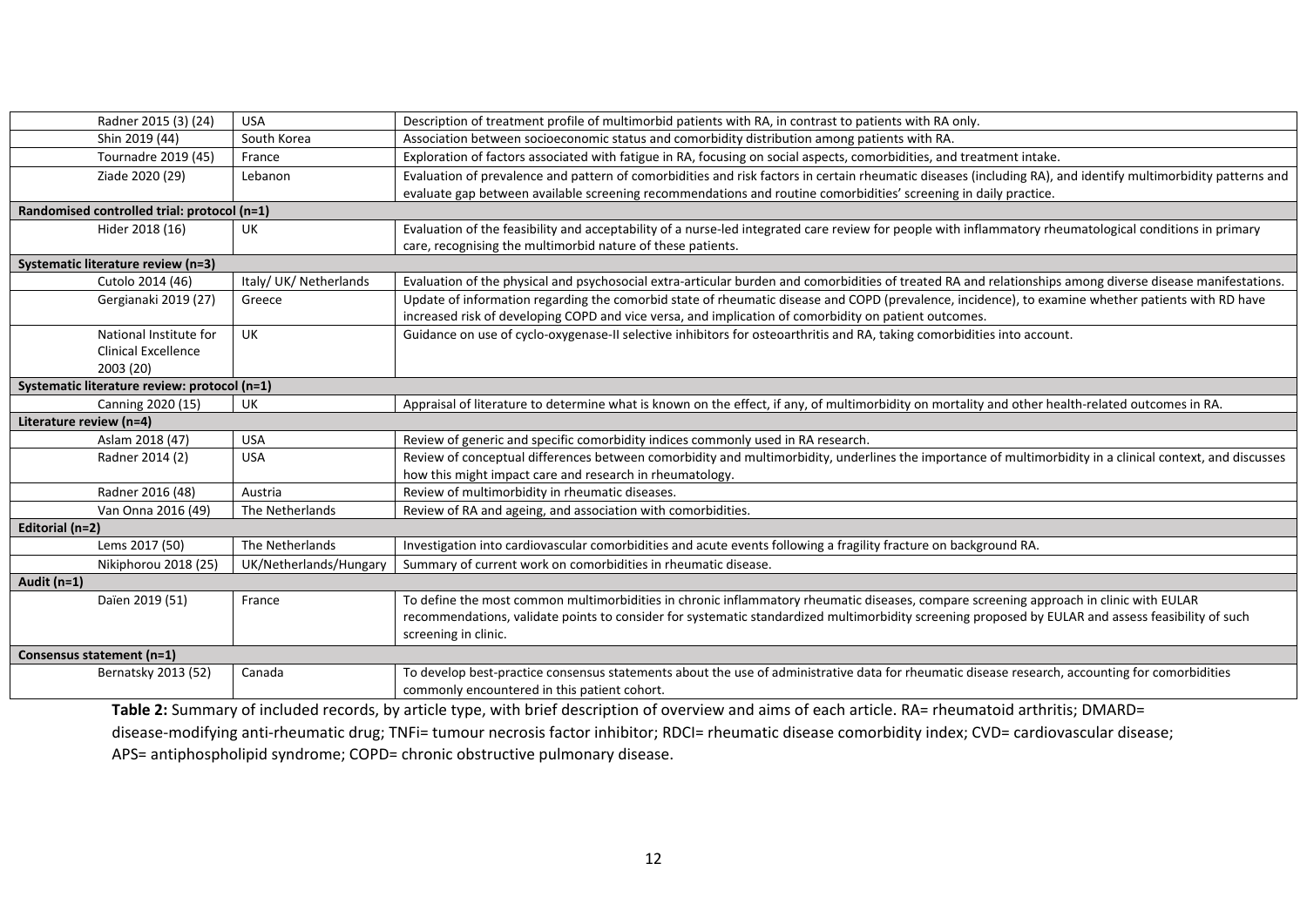| | | |
|---|---|---|
| Radner 2015 (3) (24) | USA | Description of treatment profile of multimorbid patients with RA, in contrast to patients with RA only. |
| Shin 2019 (44) | South Korea | Association between socioeconomic status and comorbidity distribution among patients with RA. |
| Tournadre 2019 (45) | France | Exploration of factors associated with fatigue in RA, focusing on social aspects, comorbidities, and treatment intake. |
| Ziade 2020 (29) | Lebanon | Evaluation of prevalence and pattern of comorbidities and risk factors in certain rheumatic diseases (including RA), and identify multimorbidity patterns and evaluate gap between available screening recommendations and routine comorbidities' screening in daily practice. |
| **Randomised controlled trial: protocol (n=1)** | | |
| Hider 2018 (16) | UK | Evaluation of the feasibility and acceptability of a nurse-led integrated care review for people with inflammatory rheumatological conditions in primary care, recognising the multimorbid nature of these patients. |
| **Systematic literature review (n=3)** | | |
| Cutolo 2014 (46) | Italy/ UK/ Netherlands | Evaluation of the physical and psychosocial extra-articular burden and comorbidities of treated RA and relationships among diverse disease manifestations. |
| Gergianaki 2019 (27) | Greece | Update of information regarding the comorbid state of rheumatic disease and COPD (prevalence, incidence), to examine whether patients with RD have increased risk of developing COPD and vice versa, and implication of comorbidity on patient outcomes. |
| National Institute for Clinical Excellence 2003 (20) | UK | Guidance on use of cyclo-oxygenase-II selective inhibitors for osteoarthritis and RA, taking comorbidities into account. |
| **Systematic literature review: protocol (n=1)** | | |
| Canning 2020 (15) | UK | Appraisal of literature to determine what is known on the effect, if any, of multimorbidity on mortality and other health-related outcomes in RA. |
| **Literature review (n=4)** | | |
| Aslam 2018 (47) | USA | Review of generic and specific comorbidity indices commonly used in RA research. |
| Radner 2014 (2) | USA | Review of conceptual differences between comorbidity and multimorbidity, underlines the importance of multimorbidity in a clinical context, and discusses how this might impact care and research in rheumatology. |
| Radner 2016 (48) | Austria | Review of multimorbidity in rheumatic diseases. |
| Van Onna 2016 (49) | The Netherlands | Review of RA and ageing, and association with comorbidities. |
| **Editorial (n=2)** | | |
| Lems 2017 (50) | The Netherlands | Investigation into cardiovascular comorbidities and acute events following a fragility fracture on background RA. |
| Nikiphorou 2018 (25) | UK/Netherlands/Hungary | Summary of current work on comorbidities in rheumatic disease. |
| **Audit (n=1)** | | |
| Daïen 2019 (51) | France | To define the most common multimorbidities in chronic inflammatory rheumatic diseases, compare screening approach in clinic with EULAR recommendations, validate points to consider for systematic standardized multimorbidity screening proposed by EULAR and assess feasibility of such screening in clinic. |
| **Consensus statement (n=1)** | | |
| Bernatsky 2013 (52) | Canada | To develop best-practice consensus statements about the use of administrative data for rheumatic disease research, accounting for comorbidities commonly encountered in this patient cohort. |

**Table 2:** Summary of included records, by article type, with brief description of overview and aims of each article. RA= rheumatoid arthritis; DMARD= disease-modifying anti-rheumatic drug; TNFi= tumour necrosis factor inhibitor; RDCI= rheumatic disease comorbidity index; CVD= cardiovascular disease; APS= antiphospholipid syndrome; COPD= chronic obstructive pulmonary disease.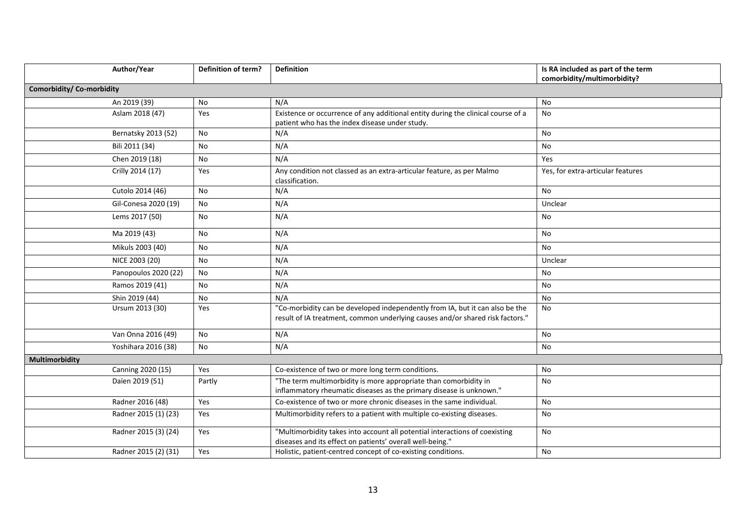| Author/Year | Definition of term? | Definition | Is RA included as part of the term comorbidity/multimorbidity? |
|---|---|---|---|
| **Comorbidity/ Co-morbidity** | | | |
| An 2019 (39) | No | N/A | No |
| Aslam 2018 (47) | Yes | Existence or occurrence of any additional entity during the clinical course of a patient who has the index disease under study. | No |
| Bernatsky 2013 (52) | No | N/A | No |
| Bili 2011 (34) | No | N/A | No |
| Chen 2019 (18) | No | N/A | Yes |
| Crilly 2014 (17) | Yes | Any condition not classed as an extra-articular feature, as per Malmo classification. | Yes, for extra-articular features |
| Cutolo 2014 (46) | No | N/A | No |
| Gil-Conesa 2020 (19) | No | N/A | Unclear |
| Lems 2017 (50) | No | N/A | No |
| Ma 2019 (43) | No | N/A | No |
| Mikuls 2003 (40) | No | N/A | No |
| NICE 2003 (20) | No | N/A | Unclear |
| Panopoulos 2020 (22) | No | N/A | No |
| Ramos 2019 (41) | No | N/A | No |
| Shin 2019 (44) | No | N/A | No |
| Ursum 2013 (30) | Yes | "Co-morbidity can be developed independently from IA, but it can also be the result of IA treatment, common underlying causes and/or shared risk factors." | No |
| Van Onna 2016 (49) | No | N/A | No |
| Yoshihara 2016 (38) | No | N/A | No |
| **Multimorbidity** | | | |
| Canning 2020 (15) | Yes | Co-existence of two or more long term conditions. | No |
| Daïen 2019 (51) | Partly | "The term multimorbidity is more appropriate than comorbidity in inflammatory rheumatic diseases as the primary disease is unknown." | No |
| Radner 2016 (48) | Yes | Co-existence of two or more chronic diseases in the same individual. | No |
| Radner 2015 (1) (23) | Yes | Multimorbidity refers to a patient with multiple co-existing diseases. | No |
| Radner 2015 (3) (24) | Yes | "Multimorbidity takes into account all potential interactions of coexisting diseases and its effect on patients' overall well-being." | No |
| Radner 2015 (2) (31) | Yes | Holistic, patient-centred concept of co-existing conditions. | No |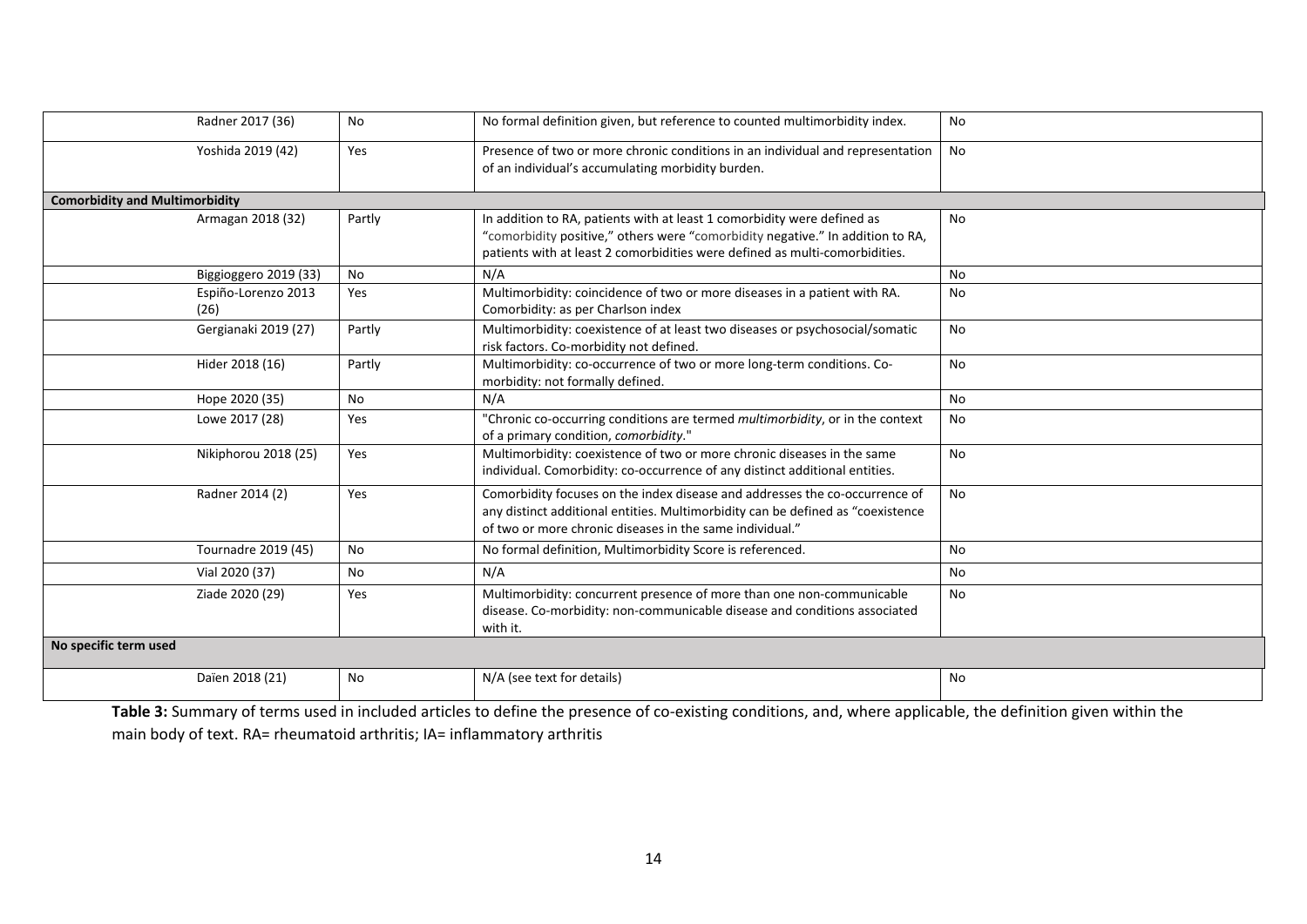| | | | |
|---|---|---|---|
| Radner 2017 (36) | No | No formal definition given, but reference to counted multimorbidity index. | No |
| Yoshida 2019 (42) | Yes | Presence of two or more chronic conditions in an individual and representation of an individual's accumulating morbidity burden. | No |
| **Comorbidity and Multimorbidity** | | | |
| Armagan 2018 (32) | Partly | In addition to RA, patients with at least 1 comorbidity were defined as "comorbidity positive," others were "comorbidity negative." In addition to RA, patients with at least 2 comorbidities were defined as multi-comorbidities. | No |
| Biggioggero 2019 (33) | No | N/A | No |
| Espiño-Lorenzo 2013 (26) | Yes | Multimorbidity: coincidence of two or more diseases in a patient with RA. Comorbidity: as per Charlson index | No |
| Gergianaki 2019 (27) | Partly | Multimorbidity: coexistence of at least two diseases or psychosocial/somatic risk factors. Co-morbidity not defined. | No |
| Hider 2018 (16) | Partly | Multimorbidity: co-occurrence of two or more long-term conditions. Co-morbidity: not formally defined. | No |
| Hope 2020 (35) | No | N/A | No |
| Lowe 2017 (28) | Yes | "Chronic co-occurring conditions are termed *multimorbidity*, or in the context of a primary condition, *comorbidity*." | No |
| Nikiphorou 2018 (25) | Yes | Multimorbidity: coexistence of two or more chronic diseases in the same individual. Comorbidity: co-occurrence of any distinct additional entities. | No |
| Radner 2014 (2) | Yes | Comorbidity focuses on the index disease and addresses the co-occurrence of any distinct additional entities. Multimorbidity can be defined as "coexistence of two or more chronic diseases in the same individual." | No |
| Tournadre 2019 (45) | No | No formal definition, Multimorbidity Score is referenced. | No |
| Vial 2020 (37) | No | N/A | No |
| Ziade 2020 (29) | Yes | Multimorbidity: concurrent presence of more than one non-communicable disease. Co-morbidity: non-communicable disease and conditions associated with it. | No |
| **No specific term used** | | | |
| Daïen 2018 (21) | No | N/A (see text for details) | No |

**Table 3:** Summary of terms used in included articles to define the presence of co-existing conditions, and, where applicable, the definition given within the main body of text. RA= rheumatoid arthritis; IA= inflammatory arthritis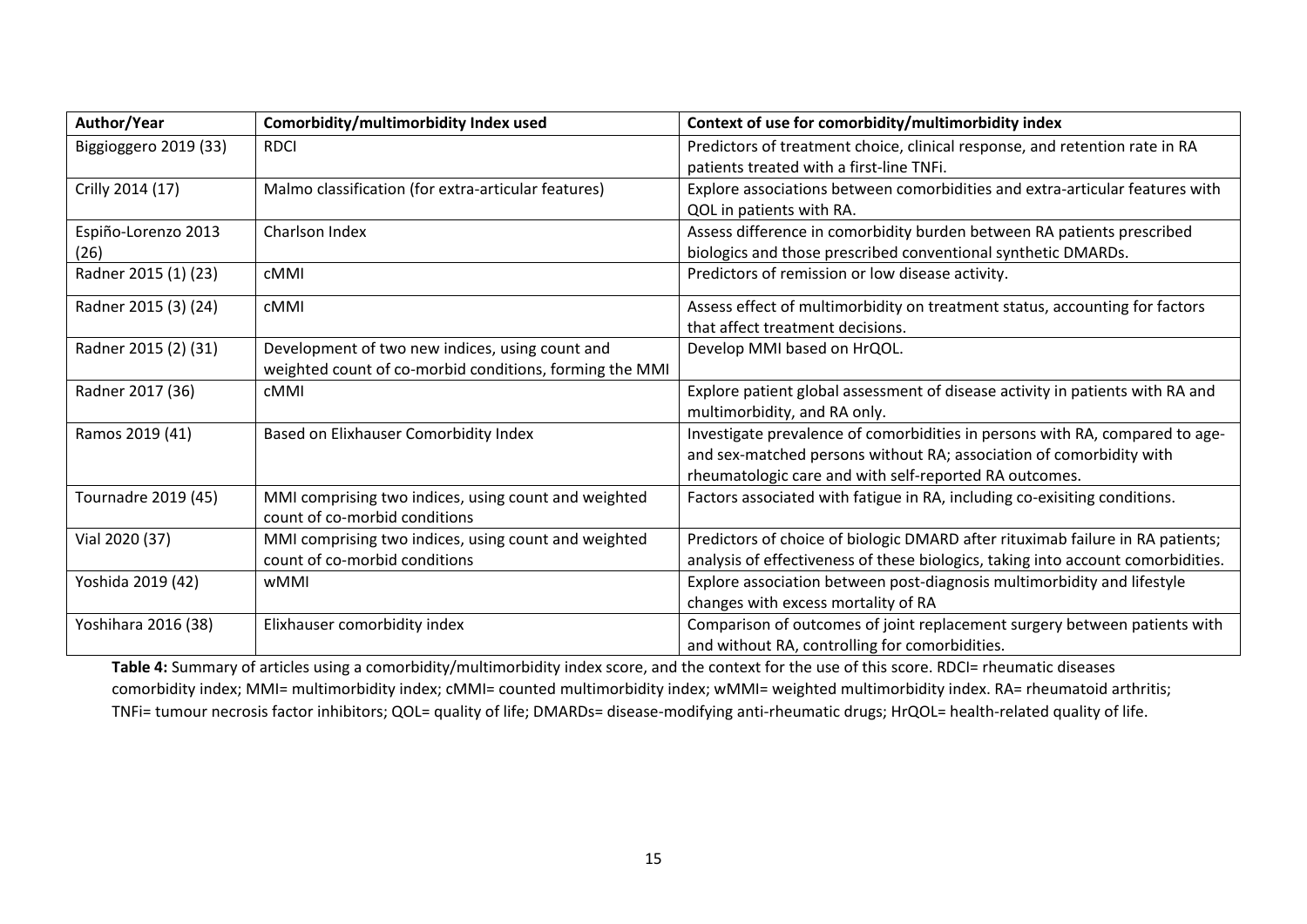| Author/Year | Comorbidity/multimorbidity Index used | Context of use for comorbidity/multimorbidity index |
| --- | --- | --- |
| Biggioggero 2019 (33) | RDCI | Predictors of treatment choice, clinical response, and retention rate in RA patients treated with a first-line TNFi. |
| Crilly 2014 (17) | Malmo classification (for extra-articular features) | Explore associations between comorbidities and extra-articular features with QOL in patients with RA. |
| Espiño-Lorenzo 2013 (26) | Charlson Index | Assess difference in comorbidity burden between RA patients prescribed biologics and those prescribed conventional synthetic DMARDs. |
| Radner 2015 (1) (23) | cMMI | Predictors of remission or low disease activity. |
| Radner 2015 (3) (24) | cMMI | Assess effect of multimorbidity on treatment status, accounting for factors that affect treatment decisions. |
| Radner 2015 (2) (31) | Development of two new indices, using count and weighted count of co-morbid conditions, forming the MMI | Develop MMI based on HrQOL. |
| Radner 2017 (36) | cMMI | Explore patient global assessment of disease activity in patients with RA and multimorbidity, and RA only. |
| Ramos 2019 (41) | Based on Elixhauser Comorbidity Index | Investigate prevalence of comorbidities in persons with RA, compared to age- and sex-matched persons without RA; association of comorbidity with rheumatologic care and with self-reported RA outcomes. |
| Tournadre 2019 (45) | MMI comprising two indices, using count and weighted count of co-morbid conditions | Factors associated with fatigue in RA, including co-exisiting conditions. |
| Vial 2020 (37) | MMI comprising two indices, using count and weighted count of co-morbid conditions | Predictors of choice of biologic DMARD after rituximab failure in RA patients; analysis of effectiveness of these biologics, taking into account comorbidities. |
| Yoshida 2019 (42) | wMMI | Explore association between post-diagnosis multimorbidity and lifestyle changes with excess mortality of RA |
| Yoshihara 2016 (38) | Elixhauser comorbidity index | Comparison of outcomes of joint replacement surgery between patients with and without RA, controlling for comorbidities. |

**Table 4:** Summary of articles using a comorbidity/multimorbidity index score, and the context for the use of this score. RDCI= rheumatic diseases comorbidity index; MMI= multimorbidity index; cMMI= counted multimorbidity index; wMMI= weighted multimorbidity index. RA= rheumatoid arthritis; TNFi= tumour necrosis factor inhibitors; QOL= quality of life; DMARDs= disease-modifying anti-rheumatic drugs; HrQOL= health-related quality of life.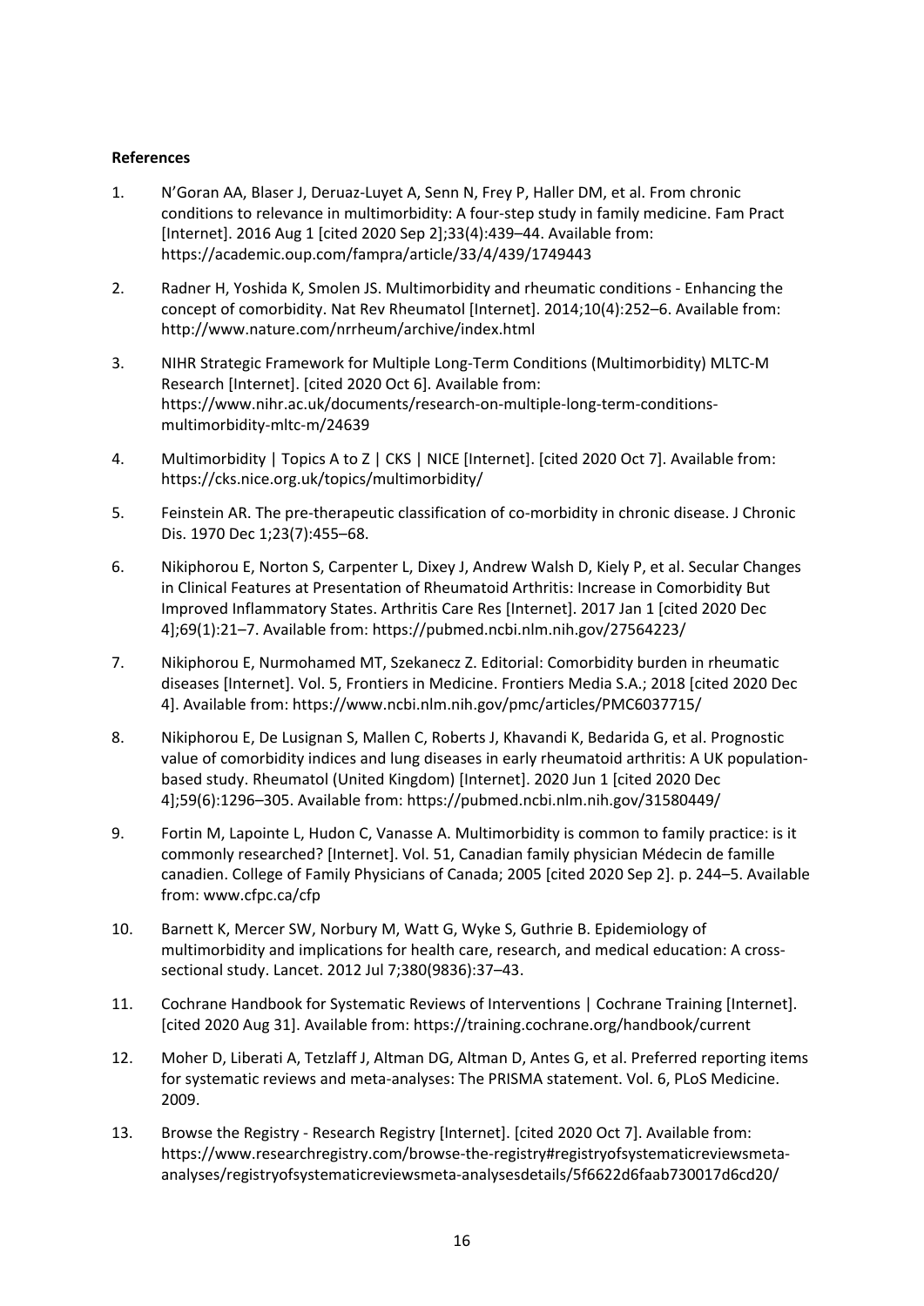**References**

1. N'Goran AA, Blaser J, Deruaz-Luyet A, Senn N, Frey P, Haller DM, et al. From chronic conditions to relevance in multimorbidity: A four-step study in family medicine. Fam Pract [Internet]. 2016 Aug 1 [cited 2020 Sep 2];33(4):439–44. Available from: https://academic.oup.com/fampra/article/33/4/439/1749443

2. Radner H, Yoshida K, Smolen JS. Multimorbidity and rheumatic conditions - Enhancing the concept of comorbidity. Nat Rev Rheumatol [Internet]. 2014;10(4):252–6. Available from: http://www.nature.com/nrrheum/archive/index.html

3. NIHR Strategic Framework for Multiple Long-Term Conditions (Multimorbidity) MLTC-M Research [Internet]. [cited 2020 Oct 6]. Available from: https://www.nihr.ac.uk/documents/research-on-multiple-long-term-conditions-multimorbidity-mltc-m/24639

4. Multimorbidity | Topics A to Z | CKS | NICE [Internet]. [cited 2020 Oct 7]. Available from: https://cks.nice.org.uk/topics/multimorbidity/

5. Feinstein AR. The pre-therapeutic classification of co-morbidity in chronic disease. J Chronic Dis. 1970 Dec 1;23(7):455–68.

6. Nikiphorou E, Norton S, Carpenter L, Dixey J, Andrew Walsh D, Kiely P, et al. Secular Changes in Clinical Features at Presentation of Rheumatoid Arthritis: Increase in Comorbidity But Improved Inflammatory States. Arthritis Care Res [Internet]. 2017 Jan 1 [cited 2020 Dec 4];69(1):21–7. Available from: https://pubmed.ncbi.nlm.nih.gov/27564223/

7. Nikiphorou E, Nurmohamed MT, Szekanecz Z. Editorial: Comorbidity burden in rheumatic diseases [Internet]. Vol. 5, Frontiers in Medicine. Frontiers Media S.A.; 2018 [cited 2020 Dec 4]. Available from: https://www.ncbi.nlm.nih.gov/pmc/articles/PMC6037715/

8. Nikiphorou E, De Lusignan S, Mallen C, Roberts J, Khavandi K, Bedarida G, et al. Prognostic value of comorbidity indices and lung diseases in early rheumatoid arthritis: A UK population-based study. Rheumatol (United Kingdom) [Internet]. 2020 Jun 1 [cited 2020 Dec 4];59(6):1296–305. Available from: https://pubmed.ncbi.nlm.nih.gov/31580449/

9. Fortin M, Lapointe L, Hudon C, Vanasse A. Multimorbidity is common to family practice: is it commonly researched? [Internet]. Vol. 51, Canadian family physician Médecin de famille canadien. College of Family Physicians of Canada; 2005 [cited 2020 Sep 2]. p. 244–5. Available from: www.cfpc.ca/cfp

10. Barnett K, Mercer SW, Norbury M, Watt G, Wyke S, Guthrie B. Epidemiology of multimorbidity and implications for health care, research, and medical education: A cross-sectional study. Lancet. 2012 Jul 7;380(9836):37–43.

11. Cochrane Handbook for Systematic Reviews of Interventions | Cochrane Training [Internet]. [cited 2020 Aug 31]. Available from: https://training.cochrane.org/handbook/current

12. Moher D, Liberati A, Tetzlaff J, Altman DG, Altman D, Antes G, et al. Preferred reporting items for systematic reviews and meta-analyses: The PRISMA statement. Vol. 6, PLoS Medicine. 2009.

13. Browse the Registry - Research Registry [Internet]. [cited 2020 Oct 7]. Available from: https://www.researchregistry.com/browse-the-registry#registryofsystematicreviewsmeta-analyses/registryofsystematicreviewsmeta-analysesdetails/5f6622d6faab730017d6cd20/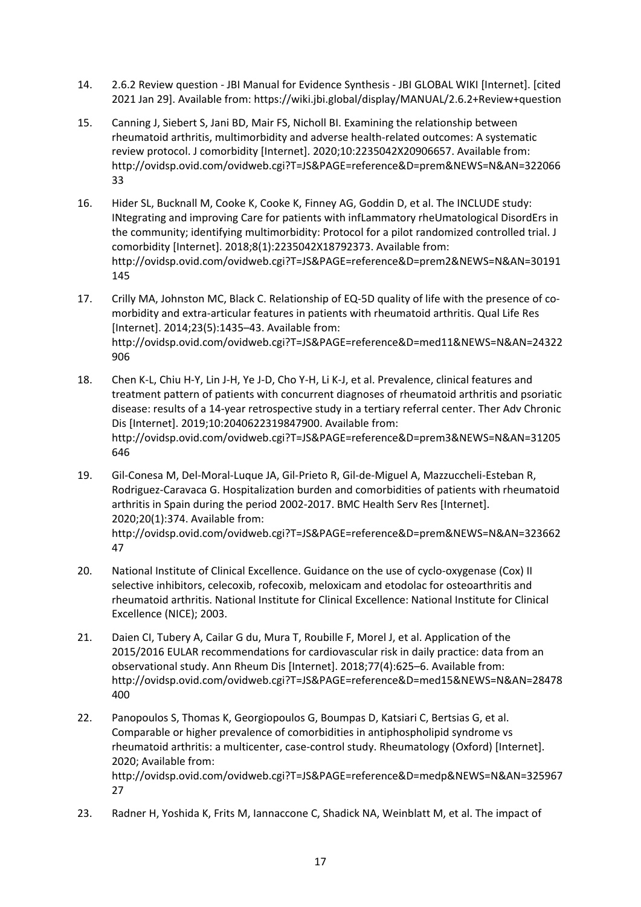14. 2.6.2 Review question - JBI Manual for Evidence Synthesis - JBI GLOBAL WIKI [Internet]. [cited 2021 Jan 29]. Available from: https://wiki.jbi.global/display/MANUAL/2.6.2+Review+question

15. Canning J, Siebert S, Jani BD, Mair FS, Nicholl BI. Examining the relationship between rheumatoid arthritis, multimorbidity and adverse health-related outcomes: A systematic review protocol. J comorbidity [Internet]. 2020;10:2235042X20906657. Available from: http://ovidsp.ovid.com/ovidweb.cgi?T=JS&PAGE=reference&D=prem&NEWS=N&AN=32206633

16. Hider SL, Bucknall M, Cooke K, Cooke K, Finney AG, Goddin D, et al. The INCLUDE study: INtegrating and improving Care for patients with infLammatory rheUmatological DisordErs in the community; identifying multimorbidity: Protocol for a pilot randomized controlled trial. J comorbidity [Internet]. 2018;8(1):2235042X18792373. Available from: http://ovidsp.ovid.com/ovidweb.cgi?T=JS&PAGE=reference&D=prem2&NEWS=N&AN=30191145

17. Crilly MA, Johnston MC, Black C. Relationship of EQ-5D quality of life with the presence of co-morbidity and extra-articular features in patients with rheumatoid arthritis. Qual Life Res [Internet]. 2014;23(5):1435–43. Available from: http://ovidsp.ovid.com/ovidweb.cgi?T=JS&PAGE=reference&D=med11&NEWS=N&AN=24322906

18. Chen K-L, Chiu H-Y, Lin J-H, Ye J-D, Cho Y-H, Li K-J, et al. Prevalence, clinical features and treatment pattern of patients with concurrent diagnoses of rheumatoid arthritis and psoriatic disease: results of a 14-year retrospective study in a tertiary referral center. Ther Adv Chronic Dis [Internet]. 2019;10:2040622319847900. Available from: http://ovidsp.ovid.com/ovidweb.cgi?T=JS&PAGE=reference&D=prem3&NEWS=N&AN=31205646

19. Gil-Conesa M, Del-Moral-Luque JA, Gil-Prieto R, Gil-de-Miguel A, Mazzuccheli-Esteban R, Rodriguez-Caravaca G. Hospitalization burden and comorbidities of patients with rheumatoid arthritis in Spain during the period 2002-2017. BMC Health Serv Res [Internet]. 2020;20(1):374. Available from: http://ovidsp.ovid.com/ovidweb.cgi?T=JS&PAGE=reference&D=prem&NEWS=N&AN=32366247

20. National Institute of Clinical Excellence. Guidance on the use of cyclo-oxygenase (Cox) II selective inhibitors, celecoxib, rofecoxib, meloxicam and etodolac for osteoarthritis and rheumatoid arthritis. National Institute for Clinical Excellence: National Institute for Clinical Excellence (NICE); 2003.

21. Daien CI, Tubery A, Cailar G du, Mura T, Roubille F, Morel J, et al. Application of the 2015/2016 EULAR recommendations for cardiovascular risk in daily practice: data from an observational study. Ann Rheum Dis [Internet]. 2018;77(4):625–6. Available from: http://ovidsp.ovid.com/ovidweb.cgi?T=JS&PAGE=reference&D=med15&NEWS=N&AN=28478400

22. Panopoulos S, Thomas K, Georgiopoulos G, Boumpas D, Katsiari C, Bertsias G, et al. Comparable or higher prevalence of comorbidities in antiphospholipid syndrome vs rheumatoid arthritis: a multicenter, case-control study. Rheumatology (Oxford) [Internet]. 2020; Available from: http://ovidsp.ovid.com/ovidweb.cgi?T=JS&PAGE=reference&D=medp&NEWS=N&AN=32596727

23. Radner H, Yoshida K, Frits M, Iannaccone C, Shadick NA, Weinblatt M, et al. The impact of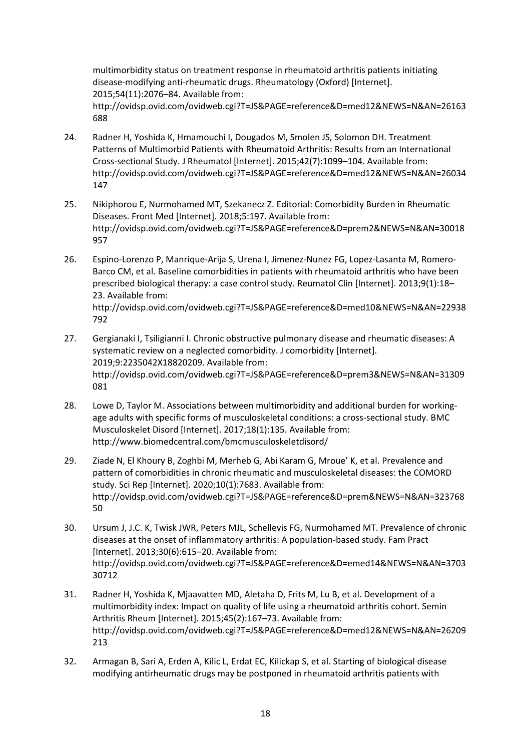multimorbidity status on treatment response in rheumatoid arthritis patients initiating disease-modifying anti-rheumatic drugs. Rheumatology (Oxford) [Internet]. 2015;54(11):2076–84. Available from: http://ovidsp.ovid.com/ovidweb.cgi?T=JS&PAGE=reference&D=med12&NEWS=N&AN=26163688

24. Radner H, Yoshida K, Hmamouchi I, Dougados M, Smolen JS, Solomon DH. Treatment Patterns of Multimorbid Patients with Rheumatoid Arthritis: Results from an International Cross-sectional Study. J Rheumatol [Internet]. 2015;42(7):1099–104. Available from: http://ovidsp.ovid.com/ovidweb.cgi?T=JS&PAGE=reference&D=med12&NEWS=N&AN=26034147

25. Nikiphorou E, Nurmohamed MT, Szekanecz Z. Editorial: Comorbidity Burden in Rheumatic Diseases. Front Med [Internet]. 2018;5:197. Available from: http://ovidsp.ovid.com/ovidweb.cgi?T=JS&PAGE=reference&D=prem2&NEWS=N&AN=30018957

26. Espino-Lorenzo P, Manrique-Arija S, Urena I, Jimenez-Nunez FG, Lopez-Lasanta M, Romero-Barco CM, et al. Baseline comorbidities in patients with rheumatoid arthritis who have been prescribed biological therapy: a case control study. Reumatol Clin [Internet]. 2013;9(1):18–23. Available from: http://ovidsp.ovid.com/ovidweb.cgi?T=JS&PAGE=reference&D=med10&NEWS=N&AN=22938792

27. Gergianaki I, Tsiligianni I. Chronic obstructive pulmonary disease and rheumatic diseases: A systematic review on a neglected comorbidity. J comorbidity [Internet]. 2019;9:2235042X18820209. Available from: http://ovidsp.ovid.com/ovidweb.cgi?T=JS&PAGE=reference&D=prem3&NEWS=N&AN=31309081

28. Lowe D, Taylor M. Associations between multimorbidity and additional burden for working-age adults with specific forms of musculoskeletal conditions: a cross-sectional study. BMC Musculoskelet Disord [Internet]. 2017;18(1):135. Available from: http://www.biomedcentral.com/bmcmusculoskeletdisord/

29. Ziade N, El Khoury B, Zoghbi M, Merheb G, Abi Karam G, Mroue' K, et al. Prevalence and pattern of comorbidities in chronic rheumatic and musculoskeletal diseases: the COMORD study. Sci Rep [Internet]. 2020;10(1):7683. Available from: http://ovidsp.ovid.com/ovidweb.cgi?T=JS&PAGE=reference&D=prem&NEWS=N&AN=32376850

30. Ursum J, J.C. K, Twisk JWR, Peters MJL, Schellevis FG, Nurmohamed MT. Prevalence of chronic diseases at the onset of inflammatory arthritis: A population-based study. Fam Pract [Internet]. 2013;30(6):615–20. Available from: http://ovidsp.ovid.com/ovidweb.cgi?T=JS&PAGE=reference&D=emed14&NEWS=N&AN=370330712

31. Radner H, Yoshida K, Mjaavatten MD, Aletaha D, Frits M, Lu B, et al. Development of a multimorbidity index: Impact on quality of life using a rheumatoid arthritis cohort. Semin Arthritis Rheum [Internet]. 2015;45(2):167–73. Available from: http://ovidsp.ovid.com/ovidweb.cgi?T=JS&PAGE=reference&D=med12&NEWS=N&AN=26209213

32. Armagan B, Sari A, Erden A, Kilic L, Erdat EC, Kilickap S, et al. Starting of biological disease modifying antirheumatic drugs may be postponed in rheumatoid arthritis patients with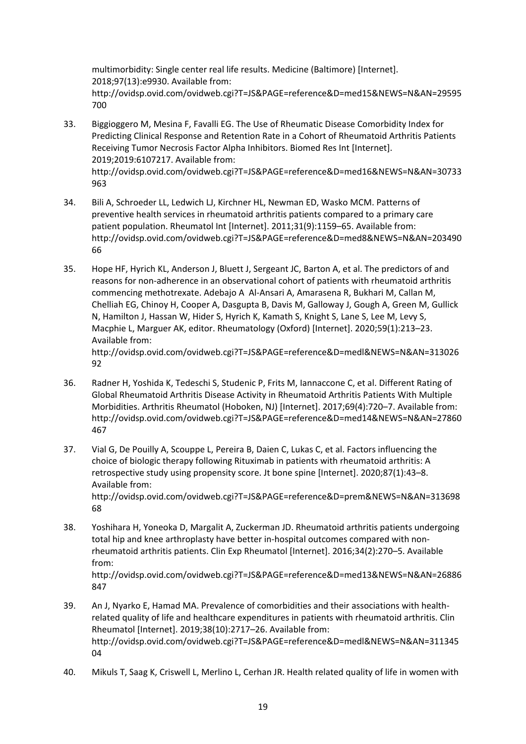multimorbidity: Single center real life results. Medicine (Baltimore) [Internet]. 2018;97(13):e9930. Available from: http://ovidsp.ovid.com/ovidweb.cgi?T=JS&PAGE=reference&D=med15&NEWS=N&AN=29595700

33. Biggioggero M, Mesina F, Favalli EG. The Use of Rheumatic Disease Comorbidity Index for Predicting Clinical Response and Retention Rate in a Cohort of Rheumatoid Arthritis Patients Receiving Tumor Necrosis Factor Alpha Inhibitors. Biomed Res Int [Internet]. 2019;2019:6107217. Available from: http://ovidsp.ovid.com/ovidweb.cgi?T=JS&PAGE=reference&D=med16&NEWS=N&AN=30733963

34. Bili A, Schroeder LL, Ledwich LJ, Kirchner HL, Newman ED, Wasko MCM. Patterns of preventive health services in rheumatoid arthritis patients compared to a primary care patient population. Rheumatol Int [Internet]. 2011;31(9):1159–65. Available from: http://ovidsp.ovid.com/ovidweb.cgi?T=JS&PAGE=reference&D=med8&NEWS=N&AN=20349066

35. Hope HF, Hyrich KL, Anderson J, Bluett J, Sergeant JC, Barton A, et al. The predictors of and reasons for non-adherence in an observational cohort of patients with rheumatoid arthritis commencing methotrexate. Adebajo A Al-Ansari A, Amarasena R, Bukhari M, Callan M, Chelliah EG, Chinoy H, Cooper A, Dasgupta B, Davis M, Galloway J, Gough A, Green M, Gullick N, Hamilton J, Hassan W, Hider S, Hyrich K, Kamath S, Knight S, Lane S, Lee M, Levy S, Macphie L, Marguer AK, editor. Rheumatology (Oxford) [Internet]. 2020;59(1):213–23. Available from: http://ovidsp.ovid.com/ovidweb.cgi?T=JS&PAGE=reference&D=medl&NEWS=N&AN=31302692

36. Radner H, Yoshida K, Tedeschi S, Studenic P, Frits M, Iannaccone C, et al. Different Rating of Global Rheumatoid Arthritis Disease Activity in Rheumatoid Arthritis Patients With Multiple Morbidities. Arthritis Rheumatol (Hoboken, NJ) [Internet]. 2017;69(4):720–7. Available from: http://ovidsp.ovid.com/ovidweb.cgi?T=JS&PAGE=reference&D=med14&NEWS=N&AN=27860467

37. Vial G, De Pouilly A, Scouppe L, Pereira B, Daien C, Lukas C, et al. Factors influencing the choice of biologic therapy following Rituximab in patients with rheumatoid arthritis: A retrospective study using propensity score. Jt bone spine [Internet]. 2020;87(1):43–8. Available from: http://ovidsp.ovid.com/ovidweb.cgi?T=JS&PAGE=reference&D=prem&NEWS=N&AN=31369868

38. Yoshihara H, Yoneoka D, Margalit A, Zuckerman JD. Rheumatoid arthritis patients undergoing total hip and knee arthroplasty have better in-hospital outcomes compared with non-rheumatoid arthritis patients. Clin Exp Rheumatol [Internet]. 2016;34(2):270–5. Available from: http://ovidsp.ovid.com/ovidweb.cgi?T=JS&PAGE=reference&D=med13&NEWS=N&AN=26886847

39. An J, Nyarko E, Hamad MA. Prevalence of comorbidities and their associations with health-related quality of life and healthcare expenditures in patients with rheumatoid arthritis. Clin Rheumatol [Internet]. 2019;38(10):2717–26. Available from: http://ovidsp.ovid.com/ovidweb.cgi?T=JS&PAGE=reference&D=medl&NEWS=N&AN=31134504

40. Mikuls T, Saag K, Criswell L, Merlino L, Cerhan JR. Health related quality of life in women with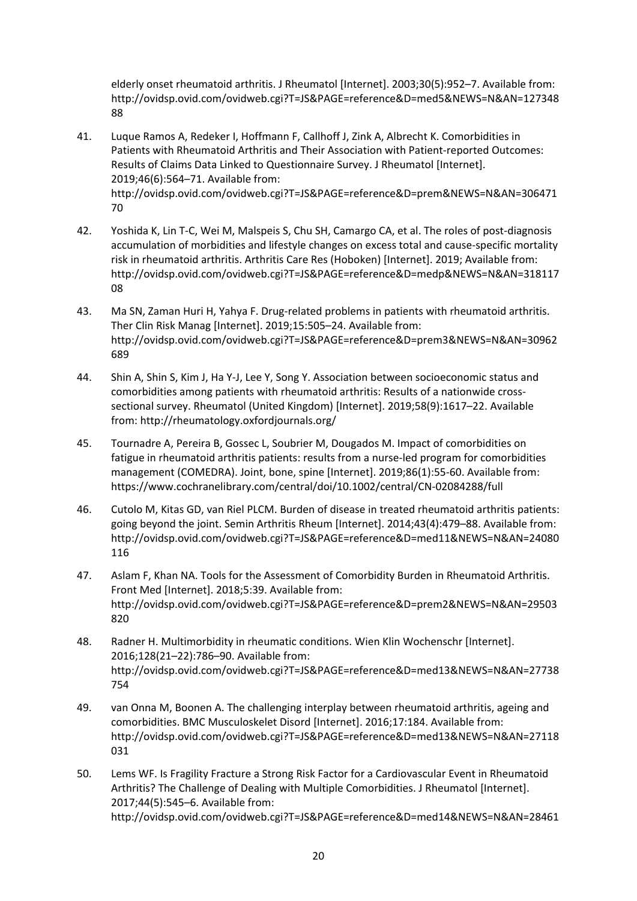elderly onset rheumatoid arthritis. J Rheumatol [Internet]. 2003;30(5):952–7. Available from: http://ovidsp.ovid.com/ovidweb.cgi?T=JS&PAGE=reference&D=med5&NEWS=N&AN=12734888

41. Luque Ramos A, Redeker I, Hoffmann F, Callhoff J, Zink A, Albrecht K. Comorbidities in Patients with Rheumatoid Arthritis and Their Association with Patient-reported Outcomes: Results of Claims Data Linked to Questionnaire Survey. J Rheumatol [Internet]. 2019;46(6):564–71. Available from: http://ovidsp.ovid.com/ovidweb.cgi?T=JS&PAGE=reference&D=prem&NEWS=N&AN=30647170

42. Yoshida K, Lin T-C, Wei M, Malspeis S, Chu SH, Camargo CA, et al. The roles of post-diagnosis accumulation of morbidities and lifestyle changes on excess total and cause-specific mortality risk in rheumatoid arthritis. Arthritis Care Res (Hoboken) [Internet]. 2019; Available from: http://ovidsp.ovid.com/ovidweb.cgi?T=JS&PAGE=reference&D=medp&NEWS=N&AN=31811708

43. Ma SN, Zaman Huri H, Yahya F. Drug-related problems in patients with rheumatoid arthritis. Ther Clin Risk Manag [Internet]. 2019;15:505–24. Available from: http://ovidsp.ovid.com/ovidweb.cgi?T=JS&PAGE=reference&D=prem3&NEWS=N&AN=30962689

44. Shin A, Shin S, Kim J, Ha Y-J, Lee Y, Song Y. Association between socioeconomic status and comorbidities among patients with rheumatoid arthritis: Results of a nationwide cross-sectional survey. Rheumatol (United Kingdom) [Internet]. 2019;58(9):1617–22. Available from: http://rheumatology.oxfordjournals.org/

45. Tournadre A, Pereira B, Gossec L, Soubrier M, Dougados M. Impact of comorbidities on fatigue in rheumatoid arthritis patients: results from a nurse-led program for comorbidities management (COMEDRA). Joint, bone, spine [Internet]. 2019;86(1):55-60. Available from: https://www.cochranelibrary.com/central/doi/10.1002/central/CN-02084288/full

46. Cutolo M, Kitas GD, van Riel PLCM. Burden of disease in treated rheumatoid arthritis patients: going beyond the joint. Semin Arthritis Rheum [Internet]. 2014;43(4):479–88. Available from: http://ovidsp.ovid.com/ovidweb.cgi?T=JS&PAGE=reference&D=med11&NEWS=N&AN=24080116

47. Aslam F, Khan NA. Tools for the Assessment of Comorbidity Burden in Rheumatoid Arthritis. Front Med [Internet]. 2018;5:39. Available from: http://ovidsp.ovid.com/ovidweb.cgi?T=JS&PAGE=reference&D=prem2&NEWS=N&AN=29503820

48. Radner H. Multimorbidity in rheumatic conditions. Wien Klin Wochenschr [Internet]. 2016;128(21–22):786–90. Available from: http://ovidsp.ovid.com/ovidweb.cgi?T=JS&PAGE=reference&D=med13&NEWS=N&AN=27738754

49. van Onna M, Boonen A. The challenging interplay between rheumatoid arthritis, ageing and comorbidities. BMC Musculoskelet Disord [Internet]. 2016;17:184. Available from: http://ovidsp.ovid.com/ovidweb.cgi?T=JS&PAGE=reference&D=med13&NEWS=N&AN=27118031

50. Lems WF. Is Fragility Fracture a Strong Risk Factor for a Cardiovascular Event in Rheumatoid Arthritis? The Challenge of Dealing with Multiple Comorbidities. J Rheumatol [Internet]. 2017;44(5):545–6. Available from: http://ovidsp.ovid.com/ovidweb.cgi?T=JS&PAGE=reference&D=med14&NEWS=N&AN=28461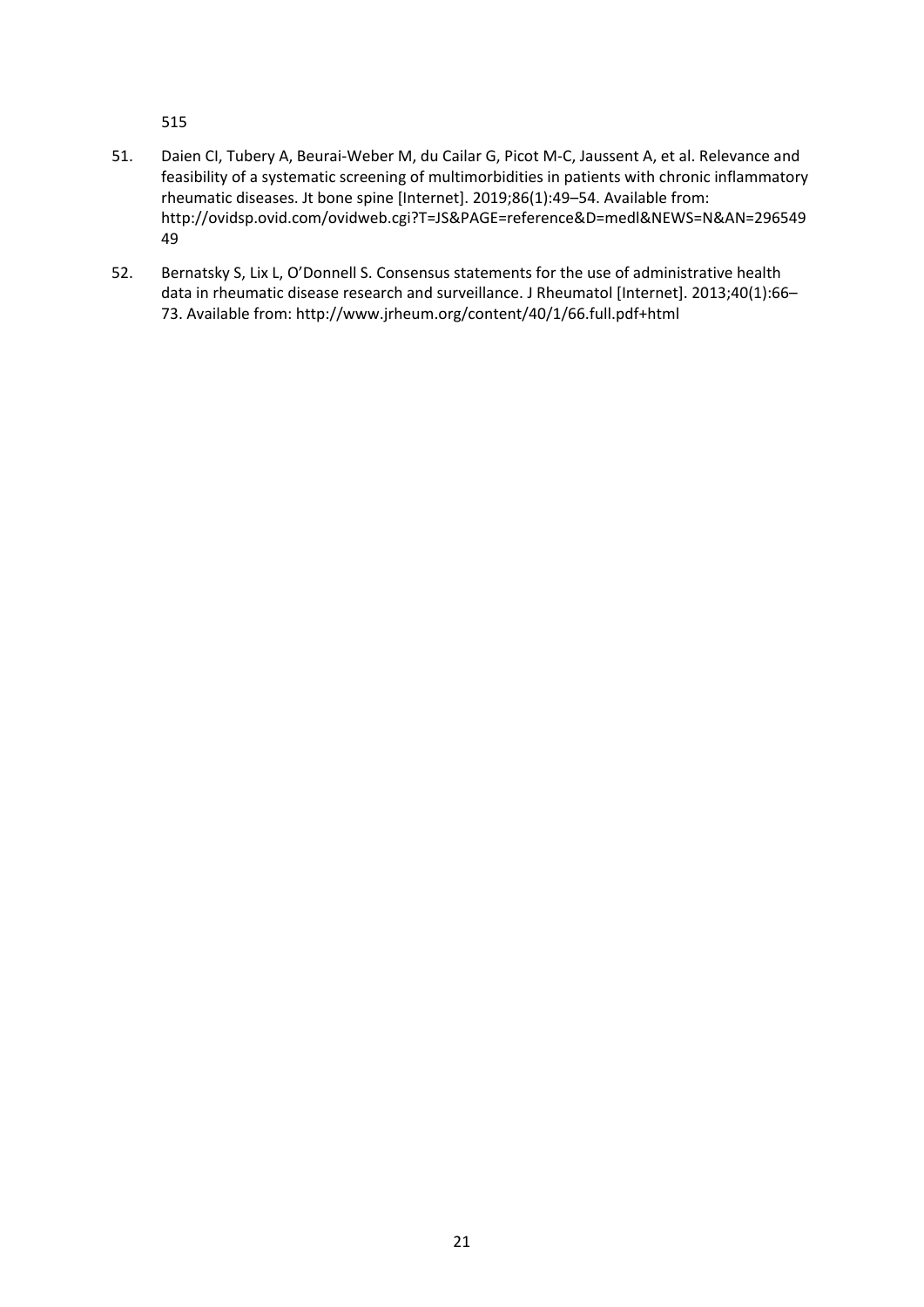515

51. Daien CI, Tubery A, Beurai-Weber M, du Cailar G, Picot M-C, Jaussent A, et al. Relevance and feasibility of a systematic screening of multimorbidities in patients with chronic inflammatory rheumatic diseases. Jt bone spine [Internet]. 2019;86(1):49–54. Available from: http://ovidsp.ovid.com/ovidweb.cgi?T=JS&PAGE=reference&D=medl&NEWS=N&AN=29654949

52. Bernatsky S, Lix L, O'Donnell S. Consensus statements for the use of administrative health data in rheumatic disease research and surveillance. J Rheumatol [Internet]. 2013;40(1):66–73. Available from: http://www.jrheum.org/content/40/1/66.full.pdf+html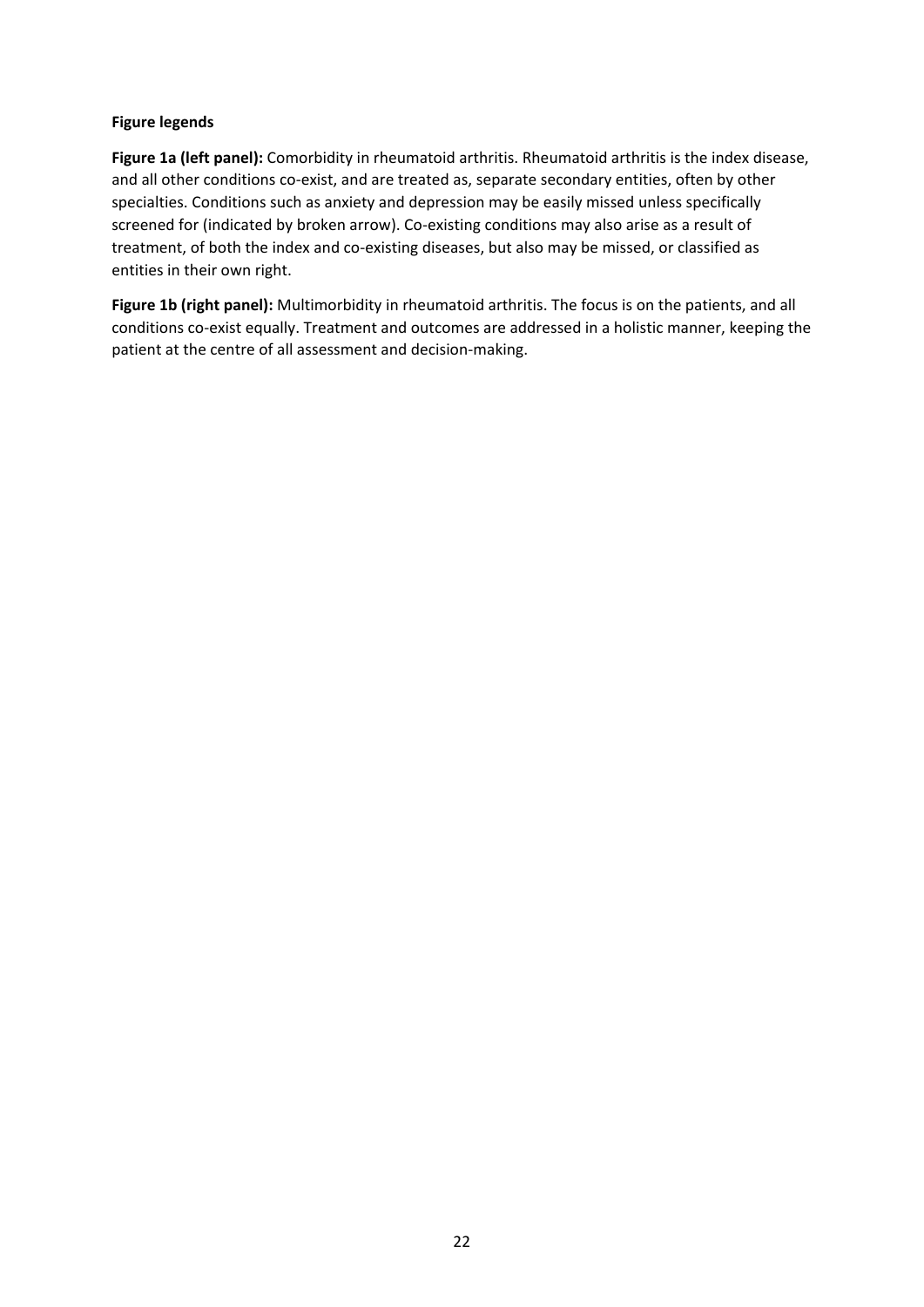**Figure legends**

**Figure 1a (left panel):** Comorbidity in rheumatoid arthritis. Rheumatoid arthritis is the index disease, and all other conditions co-exist, and are treated as, separate secondary entities, often by other specialties. Conditions such as anxiety and depression may be easily missed unless specifically screened for (indicated by broken arrow). Co-existing conditions may also arise as a result of treatment, of both the index and co-existing diseases, but also may be missed, or classified as entities in their own right.

**Figure 1b (right panel):** Multimorbidity in rheumatoid arthritis. The focus is on the patients, and all conditions co-exist equally. Treatment and outcomes are addressed in a holistic manner, keeping the patient at the centre of all assessment and decision-making.